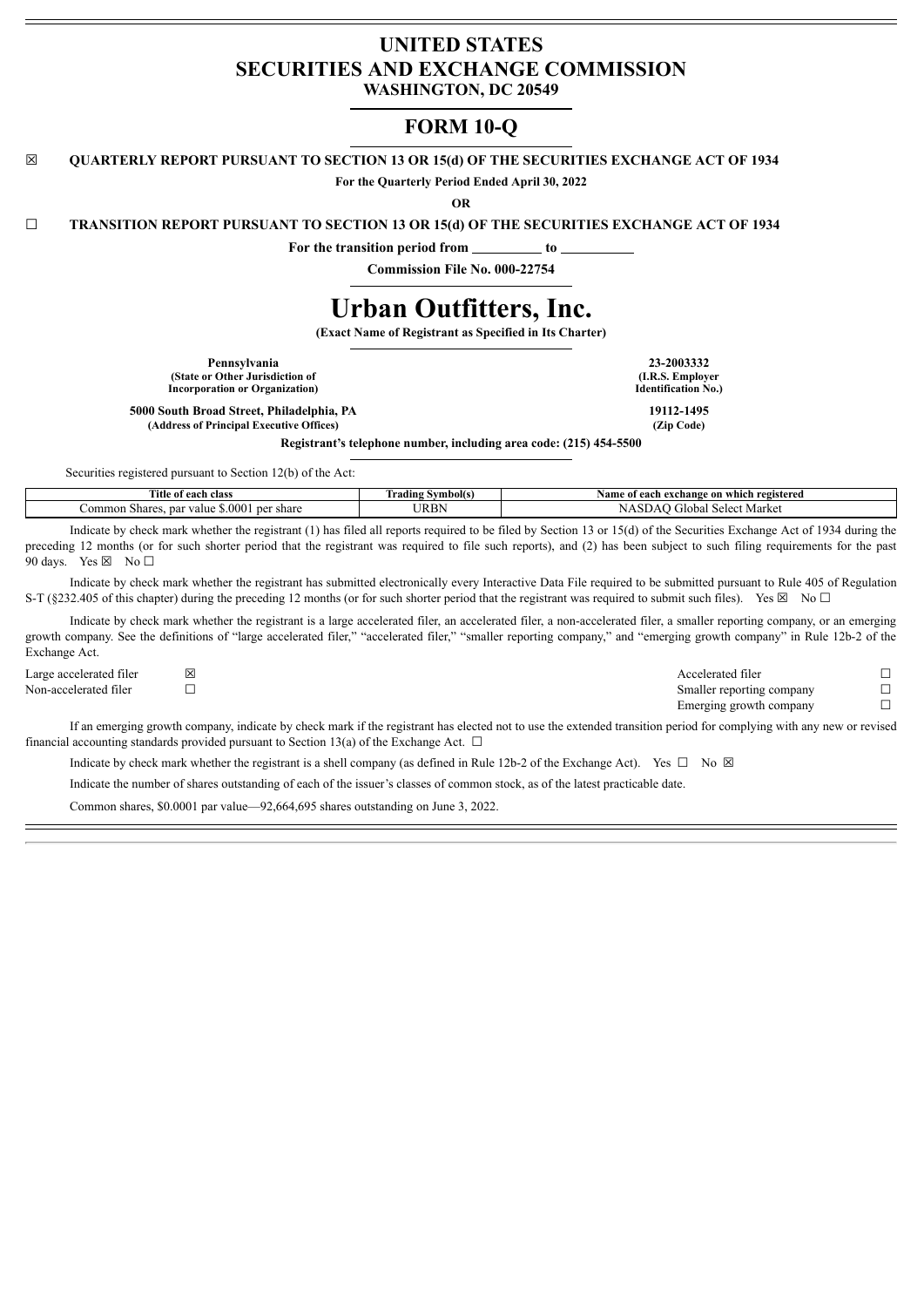# UNITED STATES
# SECURITIES AND EXCHANGE COMMISSION
**WASHINGTON, DC 20549**

## FORM 10-Q

☒ **QUARTERLY REPORT PURSUANT TO SECTION 13 OR 15(d) OF THE SECURITIES EXCHANGE ACT OF 1934**

**For the Quarterly Period Ended April 30, 2022**

**OR**

☐ **TRANSITION REPORT PURSUANT TO SECTION 13 OR 15(d) OF THE SECURITIES EXCHANGE ACT OF 1934**

**For the transition period from \_\_\_\_\_\_\_\_\_\_ to \_\_\_\_\_\_\_\_\_\_**

**Commission File No. 000-22754**

# Urban Outfitters, Inc.

**(Exact Name of Registrant as Specified in Its Charter)**

| | |
|---|---|
| **Pennsylvania**<br>**(State or Other Jurisdiction of Incorporation or Organization)** | **23-2003332**<br>**(I.R.S. Employer Identification No.)** |
| **5000 South Broad Street, Philadelphia, PA**<br>**(Address of Principal Executive Offices)** | **19112-1495**<br>**(Zip Code)** |

**Registrant's telephone number, including area code: (215) 454-5500**

Securities registered pursuant to Section 12(b) of the Act:

| Title of each class | Trading Symbol(s) | Name of each exchange on which registered |
|---|---|---|
| Common Shares, par value $.0001 per share | URBN | NASDAQ Global Select Market |

Indicate by check mark whether the registrant (1) has filed all reports required to be filed by Section 13 or 15(d) of the Securities Exchange Act of 1934 during the preceding 12 months (or for such shorter period that the registrant was required to file such reports), and (2) has been subject to such filing requirements for the past 90 days. Yes ☒ No ☐

Indicate by check mark whether the registrant has submitted electronically every Interactive Data File required to be submitted pursuant to Rule 405 of Regulation S-T (§232.405 of this chapter) during the preceding 12 months (or for such shorter period that the registrant was required to submit such files). Yes ☒ No ☐

Indicate by check mark whether the registrant is a large accelerated filer, an accelerated filer, a non-accelerated filer, a smaller reporting company, or an emerging growth company. See the definitions of "large accelerated filer," "accelerated filer," "smaller reporting company," and "emerging growth company" in Rule 12b-2 of the Exchange Act.

| | | | |
|---|---|---|---|
| Large accelerated filer | ☒ | Accelerated filer | ☐ |
| Non-accelerated filer | ☐ | Smaller reporting company | ☐ |
| | | Emerging growth company | ☐ |

If an emerging growth company, indicate by check mark if the registrant has elected not to use the extended transition period for complying with any new or revised financial accounting standards provided pursuant to Section 13(a) of the Exchange Act. ☐

Indicate by check mark whether the registrant is a shell company (as defined in Rule 12b-2 of the Exchange Act). Yes ☐ No ☒

Indicate the number of shares outstanding of each of the issuer's classes of common stock, as of the latest practicable date.

Common shares, $0.0001 par value—92,664,695 shares outstanding on June 3, 2022.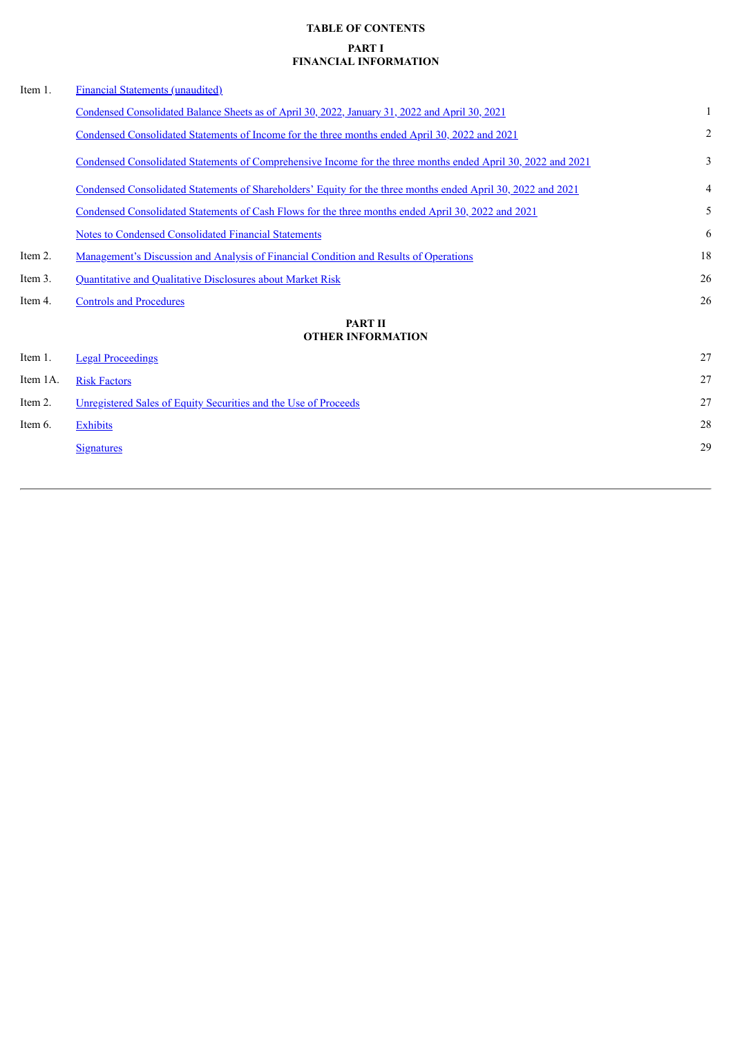# TABLE OF CONTENTS

## PART I
## FINANCIAL INFORMATION

| | | |
|---|---|---|
| Item 1. | Financial Statements (unaudited) | |
| | Condensed Consolidated Balance Sheets as of April 30, 2022, January 31, 2022 and April 30, 2021 | 1 |
| | Condensed Consolidated Statements of Income for the three months ended April 30, 2022 and 2021 | 2 |
| | Condensed Consolidated Statements of Comprehensive Income for the three months ended April 30, 2022 and 2021 | 3 |
| | Condensed Consolidated Statements of Shareholders' Equity for the three months ended April 30, 2022 and 2021 | 4 |
| | Condensed Consolidated Statements of Cash Flows for the three months ended April 30, 2022 and 2021 | 5 |
| | Notes to Condensed Consolidated Financial Statements | 6 |
| Item 2. | Management's Discussion and Analysis of Financial Condition and Results of Operations | 18 |
| Item 3. | Quantitative and Qualitative Disclosures about Market Risk | 26 |
| Item 4. | Controls and Procedures | 26 |

## PART II
## OTHER INFORMATION

| | | |
|---|---|---|
| Item 1. | Legal Proceedings | 27 |
| Item 1A. | Risk Factors | 27 |
| Item 2. | Unregistered Sales of Equity Securities and the Use of Proceeds | 27 |
| Item 6. | Exhibits | 28 |
| | Signatures | 29 |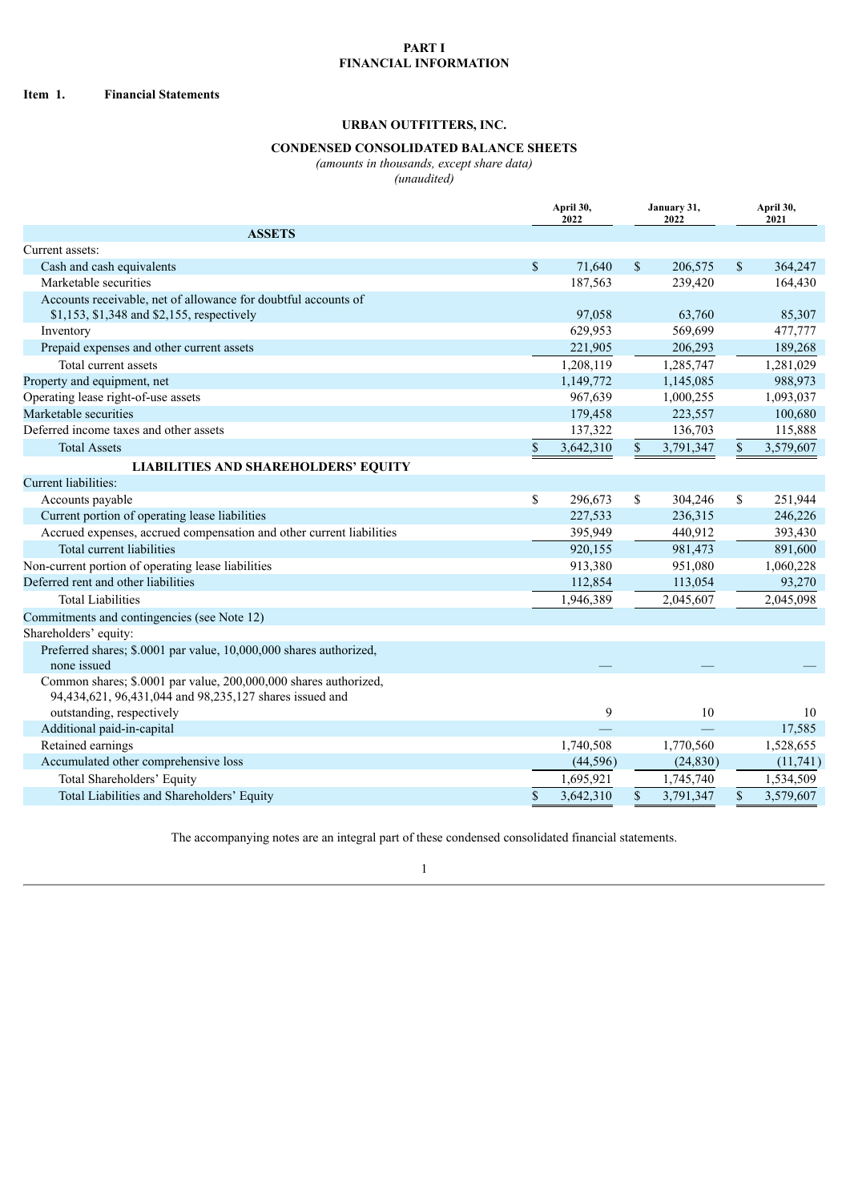# PART I
# FINANCIAL INFORMATION

**Item 1. Financial Statements**

## URBAN OUTFITTERS, INC.

## CONDENSED CONSOLIDATED BALANCE SHEETS

*(amounts in thousands, except share data)*
*(unaudited)*

| | April 30, 2022 | January 31, 2022 | April 30, 2021 |
|---|---|---|---|
| **ASSETS** | | | |
| Current assets: | | | |
| Cash and cash equivalents | $ 71,640 | $ 206,575 | $ 364,247 |
| Marketable securities | 187,563 | 239,420 | 164,430 |
| Accounts receivable, net of allowance for doubtful accounts of $1,153, $1,348 and $2,155, respectively | 97,058 | 63,760 | 85,307 |
| Inventory | 629,953 | 569,699 | 477,777 |
| Prepaid expenses and other current assets | 221,905 | 206,293 | 189,268 |
| Total current assets | 1,208,119 | 1,285,747 | 1,281,029 |
| Property and equipment, net | 1,149,772 | 1,145,085 | 988,973 |
| Operating lease right-of-use assets | 967,639 | 1,000,255 | 1,093,037 |
| Marketable securities | 179,458 | 223,557 | 100,680 |
| Deferred income taxes and other assets | 137,322 | 136,703 | 115,888 |
| Total Assets | $ 3,642,310 | $ 3,791,347 | $ 3,579,607 |
| **LIABILITIES AND SHAREHOLDERS' EQUITY** | | | |
| Current liabilities: | | | |
| Accounts payable | $ 296,673 | $ 304,246 | $ 251,944 |
| Current portion of operating lease liabilities | 227,533 | 236,315 | 246,226 |
| Accrued expenses, accrued compensation and other current liabilities | 395,949 | 440,912 | 393,430 |
| Total current liabilities | 920,155 | 981,473 | 891,600 |
| Non-current portion of operating lease liabilities | 913,380 | 951,080 | 1,060,228 |
| Deferred rent and other liabilities | 112,854 | 113,054 | 93,270 |
| Total Liabilities | 1,946,389 | 2,045,607 | 2,045,098 |
| Commitments and contingencies (see Note 12) | | | |
| Shareholders' equity: | | | |
| Preferred shares; $.0001 par value, 10,000,000 shares authorized, none issued | — | — | — |
| Common shares; $.0001 par value, 200,000,000 shares authorized, 94,434,621, 96,431,044 and 98,235,127 shares issued and outstanding, respectively | 9 | 10 | 10 |
| Additional paid-in-capital | — | — | 17,585 |
| Retained earnings | 1,740,508 | 1,770,560 | 1,528,655 |
| Accumulated other comprehensive loss | (44,596) | (24,830) | (11,741) |
| Total Shareholders' Equity | 1,695,921 | 1,745,740 | 1,534,509 |
| Total Liabilities and Shareholders' Equity | $ 3,642,310 | $ 3,791,347 | $ 3,579,607 |

The accompanying notes are an integral part of these condensed consolidated financial statements.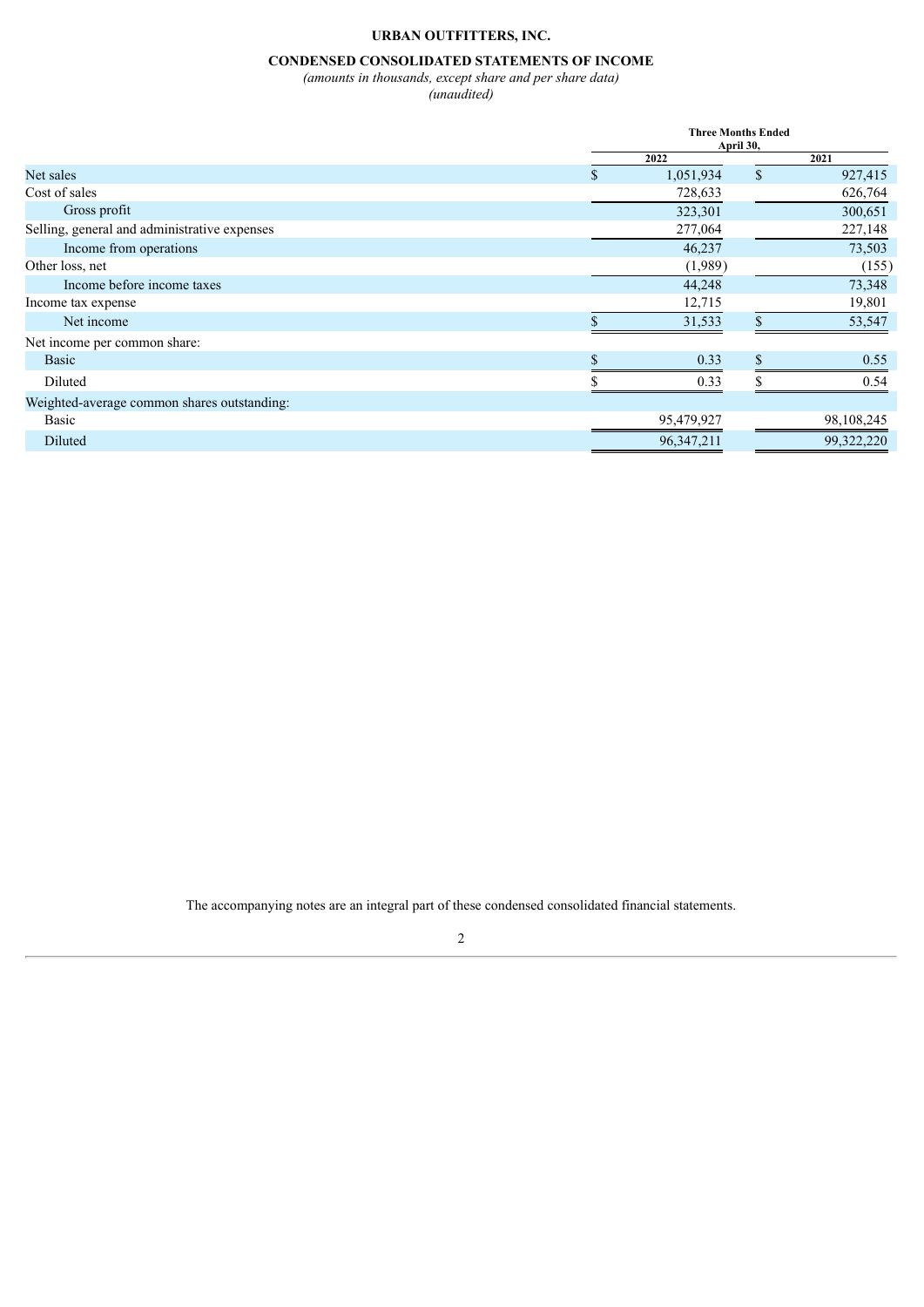# URBAN OUTFITTERS, INC.

## CONDENSED CONSOLIDATED STATEMENTS OF INCOME

*(amounts in thousands, except share and per share data)*
*(unaudited)*

| | Three Months Ended April 30, | |
|---|---|---|
| | 2022 | 2021 |
| Net sales | $ 1,051,934 | $ 927,415 |
| Cost of sales | 728,633 | 626,764 |
| Gross profit | 323,301 | 300,651 |
| Selling, general and administrative expenses | 277,064 | 227,148 |
| Income from operations | 46,237 | 73,503 |
| Other loss, net | (1,989) | (155) |
| Income before income taxes | 44,248 | 73,348 |
| Income tax expense | 12,715 | 19,801 |
| Net income | $ 31,533 | $ 53,547 |
| Net income per common share: | | |
| Basic | $ 0.33 | $ 0.55 |
| Diluted | $ 0.33 | $ 0.54 |
| Weighted-average common shares outstanding: | | |
| Basic | 95,479,927 | 98,108,245 |
| Diluted | 96,347,211 | 99,322,220 |

The accompanying notes are an integral part of these condensed consolidated financial statements.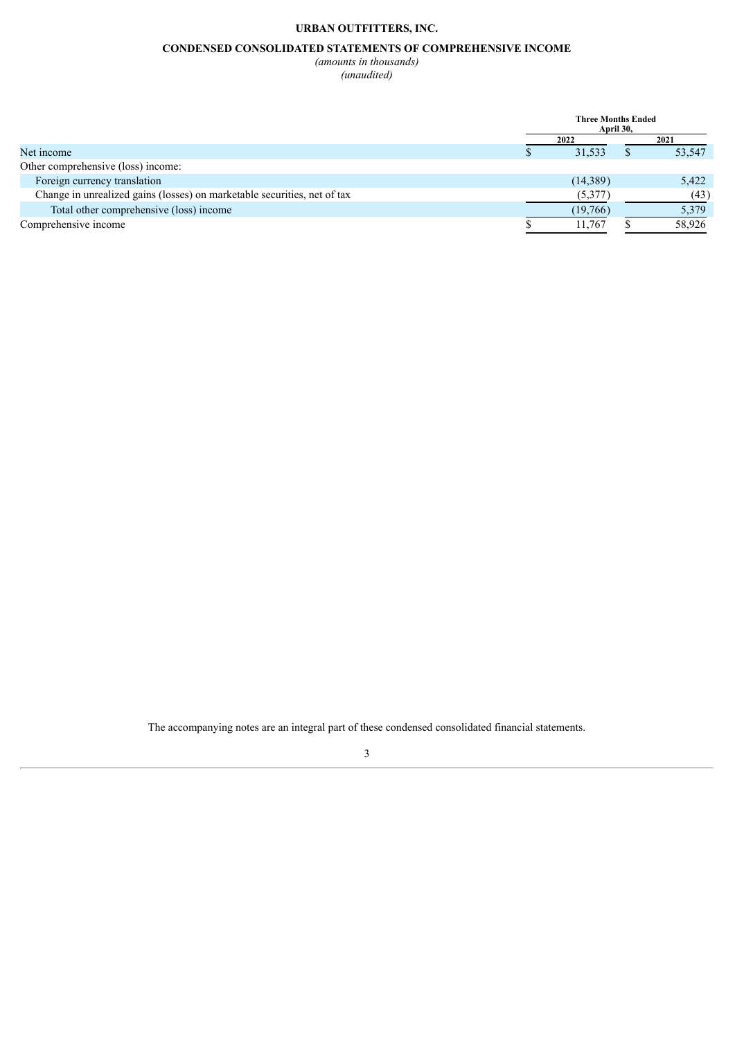**URBAN OUTFITTERS, INC.**

**CONDENSED CONSOLIDATED STATEMENTS OF COMPREHENSIVE INCOME**

*(amounts in thousands)*

*(unaudited)*

| | Three Months Ended April 30, | |
|---|---|---|
| | 2022 | 2021 |
| Net income | $ 31,533 | $ 53,547 |
| Other comprehensive (loss) income: | | |
| Foreign currency translation | (14,389) | 5,422 |
| Change in unrealized gains (losses) on marketable securities, net of tax | (5,377) | (43) |
| Total other comprehensive (loss) income | (19,766) | 5,379 |
| Comprehensive income | $ 11,767 | $ 58,926 |

The accompanying notes are an integral part of these condensed consolidated financial statements.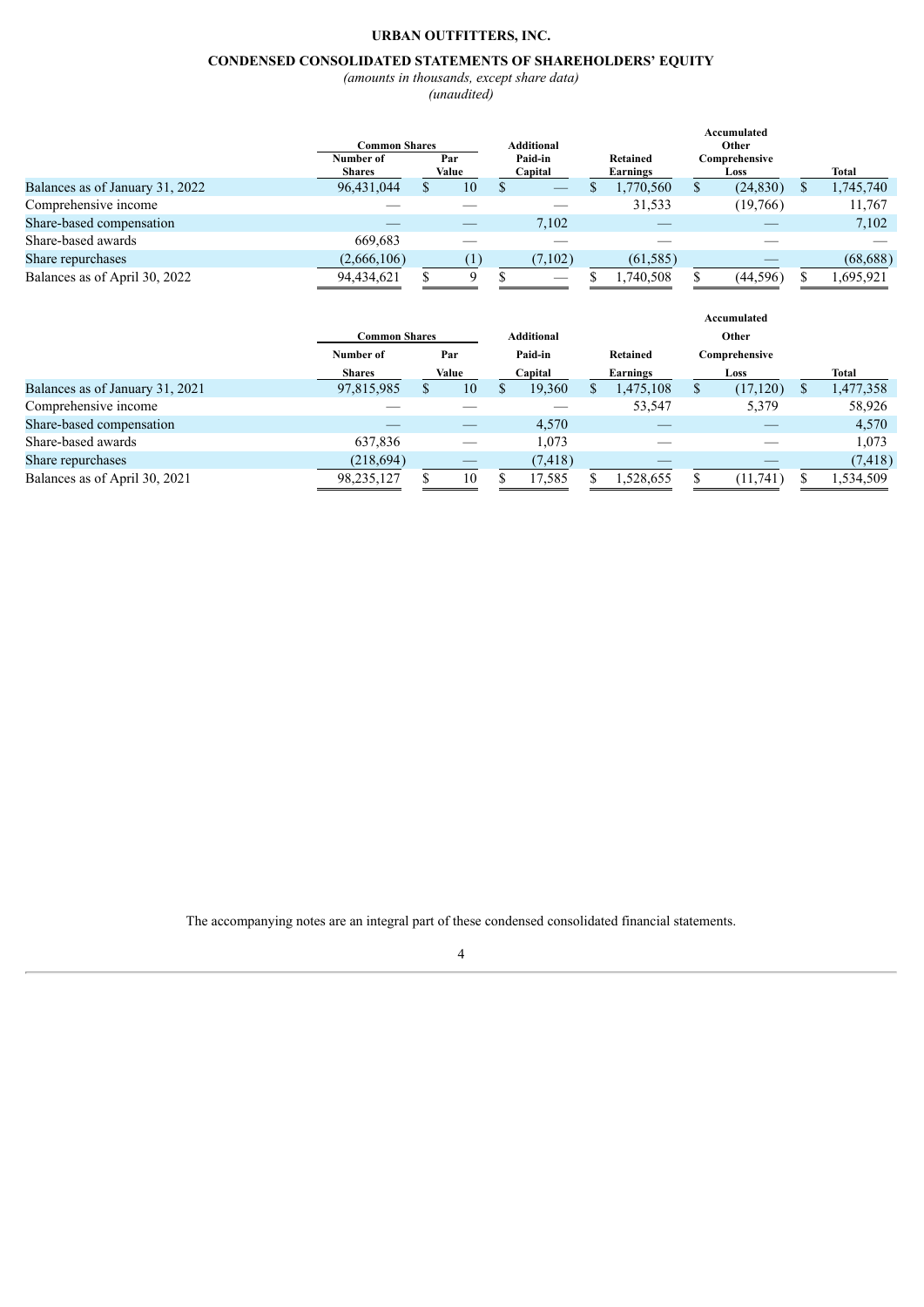**URBAN OUTFITTERS, INC.**

**CONDENSED CONSOLIDATED STATEMENTS OF SHAREHOLDERS' EQUITY**

*(amounts in thousands, except share data)*

*(unaudited)*

| | Common Shares | | Additional | Retained | Accumulated Other | |
|---|---|---|---|---|---|---|
| | Number of Shares | Par Value | Paid-in Capital | Earnings | Comprehensive Loss | Total |
| Balances as of January 31, 2022 | 96,431,044 | $ 10 | $ — | $ 1,770,560 | $ (24,830) | $ 1,745,740 |
| Comprehensive income | — | — | — | 31,533 | (19,766) | 11,767 |
| Share-based compensation | — | — | 7,102 | — | — | 7,102 |
| Share-based awards | 669,683 | — | — | — | — | — |
| Share repurchases | (2,666,106) | (1) | (7,102) | (61,585) | — | (68,688) |
| Balances as of April 30, 2022 | 94,434,621 | $ 9 | $ — | $ 1,740,508 | $ (44,596) | $ 1,695,921 |

| | Common Shares | | Additional | Retained | Accumulated Other | |
|---|---|---|---|---|---|---|
| | Number of Shares | Par Value | Paid-in Capital | Earnings | Comprehensive Loss | Total |
| Balances as of January 31, 2021 | 97,815,985 | $ 10 | $ 19,360 | $ 1,475,108 | $ (17,120) | $ 1,477,358 |
| Comprehensive income | — | — | — | 53,547 | 5,379 | 58,926 |
| Share-based compensation | — | — | 4,570 | — | — | 4,570 |
| Share-based awards | 637,836 | — | 1,073 | — | — | 1,073 |
| Share repurchases | (218,694) | — | (7,418) | — | — | (7,418) |
| Balances as of April 30, 2021 | 98,235,127 | $ 10 | $ 17,585 | $ 1,528,655 | $ (11,741) | $ 1,534,509 |

The accompanying notes are an integral part of these condensed consolidated financial statements.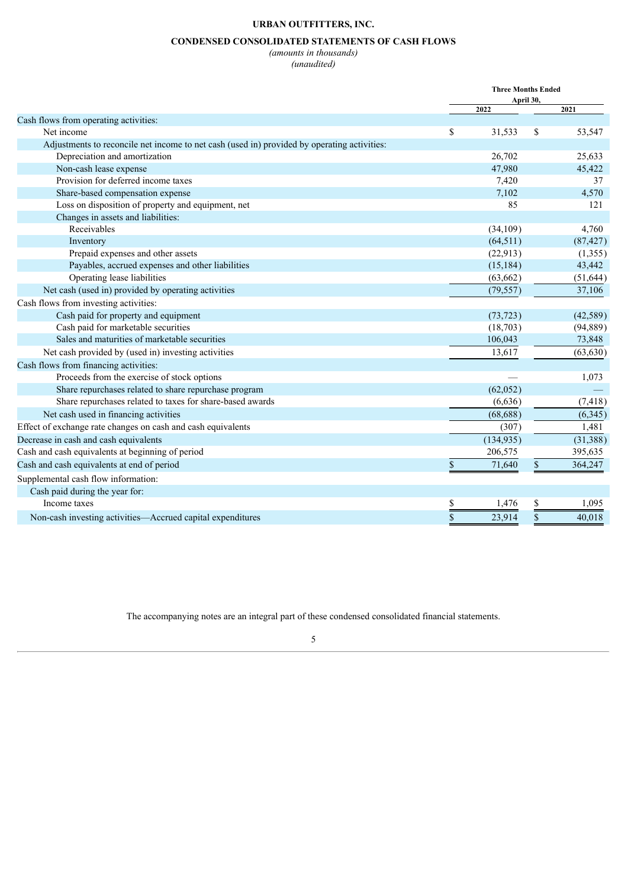# URBAN OUTFITTERS, INC.

## CONDENSED CONSOLIDATED STATEMENTS OF CASH FLOWS

*(amounts in thousands)*
*(unaudited)*

| | Three Months Ended April 30, | |
|---|---|---|
| | 2022 | 2021 |
| Cash flows from operating activities: | | |
| Net income | $ 31,533 | $ 53,547 |
| Adjustments to reconcile net income to net cash (used in) provided by operating activities: | | |
| Depreciation and amortization | 26,702 | 25,633 |
| Non-cash lease expense | 47,980 | 45,422 |
| Provision for deferred income taxes | 7,420 | 37 |
| Share-based compensation expense | 7,102 | 4,570 |
| Loss on disposition of property and equipment, net | 85 | 121 |
| Changes in assets and liabilities: | | |
| Receivables | (34,109) | 4,760 |
| Inventory | (64,511) | (87,427) |
| Prepaid expenses and other assets | (22,913) | (1,355) |
| Payables, accrued expenses and other liabilities | (15,184) | 43,442 |
| Operating lease liabilities | (63,662) | (51,644) |
| Net cash (used in) provided by operating activities | (79,557) | 37,106 |
| Cash flows from investing activities: | | |
| Cash paid for property and equipment | (73,723) | (42,589) |
| Cash paid for marketable securities | (18,703) | (94,889) |
| Sales and maturities of marketable securities | 106,043 | 73,848 |
| Net cash provided by (used in) investing activities | 13,617 | (63,630) |
| Cash flows from financing activities: | | |
| Proceeds from the exercise of stock options | — | 1,073 |
| Share repurchases related to share repurchase program | (62,052) | — |
| Share repurchases related to taxes for share-based awards | (6,636) | (7,418) |
| Net cash used in financing activities | (68,688) | (6,345) |
| Effect of exchange rate changes on cash and cash equivalents | (307) | 1,481 |
| Decrease in cash and cash equivalents | (134,935) | (31,388) |
| Cash and cash equivalents at beginning of period | 206,575 | 395,635 |
| Cash and cash equivalents at end of period | $ 71,640 | $ 364,247 |
| Supplemental cash flow information: | | |
| Cash paid during the year for: | | |
| Income taxes | $ 1,476 | $ 1,095 |
| Non-cash investing activities—Accrued capital expenditures | $ 23,914 | $ 40,018 |

The accompanying notes are an integral part of these condensed consolidated financial statements.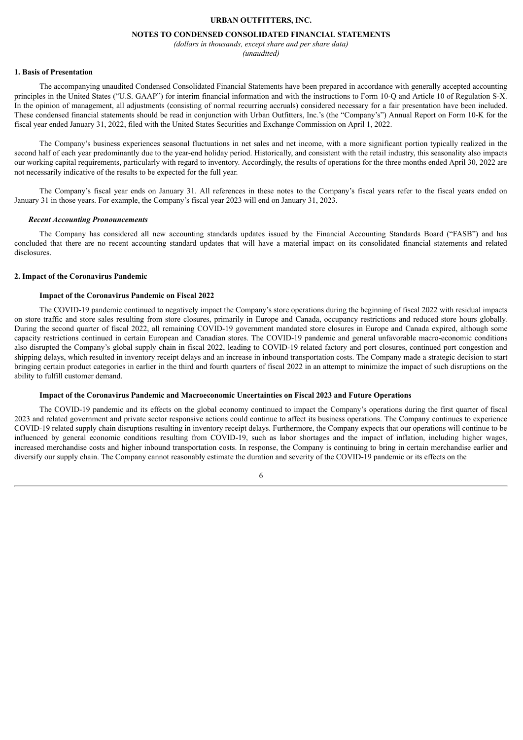# URBAN OUTFITTERS, INC.

## NOTES TO CONDENSED CONSOLIDATED FINANCIAL STATEMENTS

*(dollars in thousands, except share and per share data)*
*(unaudited)*

### 1. Basis of Presentation

The accompanying unaudited Condensed Consolidated Financial Statements have been prepared in accordance with generally accepted accounting principles in the United States ("U.S. GAAP") for interim financial information and with the instructions to Form 10-Q and Article 10 of Regulation S-X. In the opinion of management, all adjustments (consisting of normal recurring accruals) considered necessary for a fair presentation have been included. These condensed financial statements should be read in conjunction with Urban Outfitters, Inc.'s (the "Company's") Annual Report on Form 10-K for the fiscal year ended January 31, 2022, filed with the United States Securities and Exchange Commission on April 1, 2022.

The Company's business experiences seasonal fluctuations in net sales and net income, with a more significant portion typically realized in the second half of each year predominantly due to the year-end holiday period. Historically, and consistent with the retail industry, this seasonality also impacts our working capital requirements, particularly with regard to inventory. Accordingly, the results of operations for the three months ended April 30, 2022 are not necessarily indicative of the results to be expected for the full year.

The Company's fiscal year ends on January 31. All references in these notes to the Company's fiscal years refer to the fiscal years ended on January 31 in those years. For example, the Company's fiscal year 2023 will end on January 31, 2023.

#### *Recent Accounting Pronouncements*

The Company has considered all new accounting standards updates issued by the Financial Accounting Standards Board ("FASB") and has concluded that there are no recent accounting standard updates that will have a material impact on its consolidated financial statements and related disclosures.

### 2. Impact of the Coronavirus Pandemic

#### Impact of the Coronavirus Pandemic on Fiscal 2022

The COVID-19 pandemic continued to negatively impact the Company's store operations during the beginning of fiscal 2022 with residual impacts on store traffic and store sales resulting from store closures, primarily in Europe and Canada, occupancy restrictions and reduced store hours globally. During the second quarter of fiscal 2022, all remaining COVID-19 government mandated store closures in Europe and Canada expired, although some capacity restrictions continued in certain European and Canadian stores. The COVID-19 pandemic and general unfavorable macro-economic conditions also disrupted the Company's global supply chain in fiscal 2022, leading to COVID-19 related factory and port closures, continued port congestion and shipping delays, which resulted in inventory receipt delays and an increase in inbound transportation costs. The Company made a strategic decision to start bringing certain product categories in earlier in the third and fourth quarters of fiscal 2022 in an attempt to minimize the impact of such disruptions on the ability to fulfill customer demand.

#### Impact of the Coronavirus Pandemic and Macroeconomic Uncertainties on Fiscal 2023 and Future Operations

The COVID-19 pandemic and its effects on the global economy continued to impact the Company's operations during the first quarter of fiscal 2023 and related government and private sector responsive actions could continue to affect its business operations. The Company continues to experience COVID-19 related supply chain disruptions resulting in inventory receipt delays. Furthermore, the Company expects that our operations will continue to be influenced by general economic conditions resulting from COVID-19, such as labor shortages and the impact of inflation, including higher wages, increased merchandise costs and higher inbound transportation costs. In response, the Company is continuing to bring in certain merchandise earlier and diversify our supply chain. The Company cannot reasonably estimate the duration and severity of the COVID-19 pandemic or its effects on the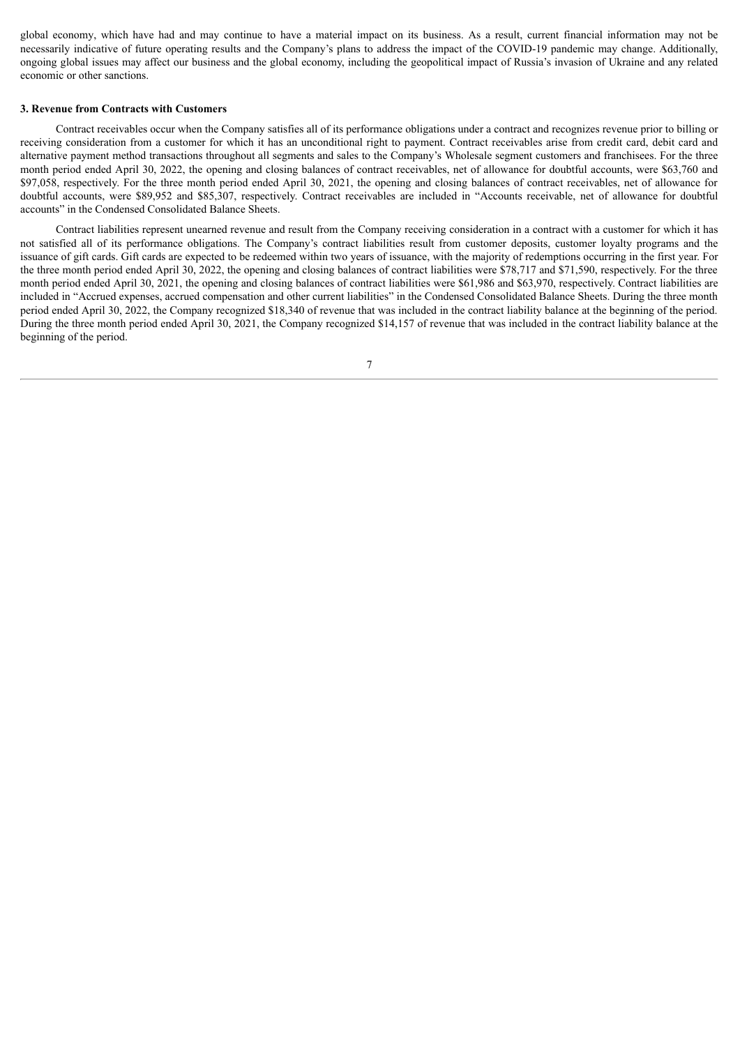global economy, which have had and may continue to have a material impact on its business. As a result, current financial information may not be necessarily indicative of future operating results and the Company's plans to address the impact of the COVID-19 pandemic may change. Additionally, ongoing global issues may affect our business and the global economy, including the geopolitical impact of Russia's invasion of Ukraine and any related economic or other sanctions.

**3. Revenue from Contracts with Customers**

Contract receivables occur when the Company satisfies all of its performance obligations under a contract and recognizes revenue prior to billing or receiving consideration from a customer for which it has an unconditional right to payment. Contract receivables arise from credit card, debit card and alternative payment method transactions throughout all segments and sales to the Company's Wholesale segment customers and franchisees. For the three month period ended April 30, 2022, the opening and closing balances of contract receivables, net of allowance for doubtful accounts, were $63,760 and $97,058, respectively. For the three month period ended April 30, 2021, the opening and closing balances of contract receivables, net of allowance for doubtful accounts, were $89,952 and $85,307, respectively. Contract receivables are included in "Accounts receivable, net of allowance for doubtful accounts" in the Condensed Consolidated Balance Sheets.

Contract liabilities represent unearned revenue and result from the Company receiving consideration in a contract with a customer for which it has not satisfied all of its performance obligations. The Company's contract liabilities result from customer deposits, customer loyalty programs and the issuance of gift cards. Gift cards are expected to be redeemed within two years of issuance, with the majority of redemptions occurring in the first year. For the three month period ended April 30, 2022, the opening and closing balances of contract liabilities were $78,717 and $71,590, respectively. For the three month period ended April 30, 2021, the opening and closing balances of contract liabilities were $61,986 and $63,970, respectively. Contract liabilities are included in "Accrued expenses, accrued compensation and other current liabilities" in the Condensed Consolidated Balance Sheets. During the three month period ended April 30, 2022, the Company recognized $18,340 of revenue that was included in the contract liability balance at the beginning of the period. During the three month period ended April 30, 2021, the Company recognized $14,157 of revenue that was included in the contract liability balance at the beginning of the period.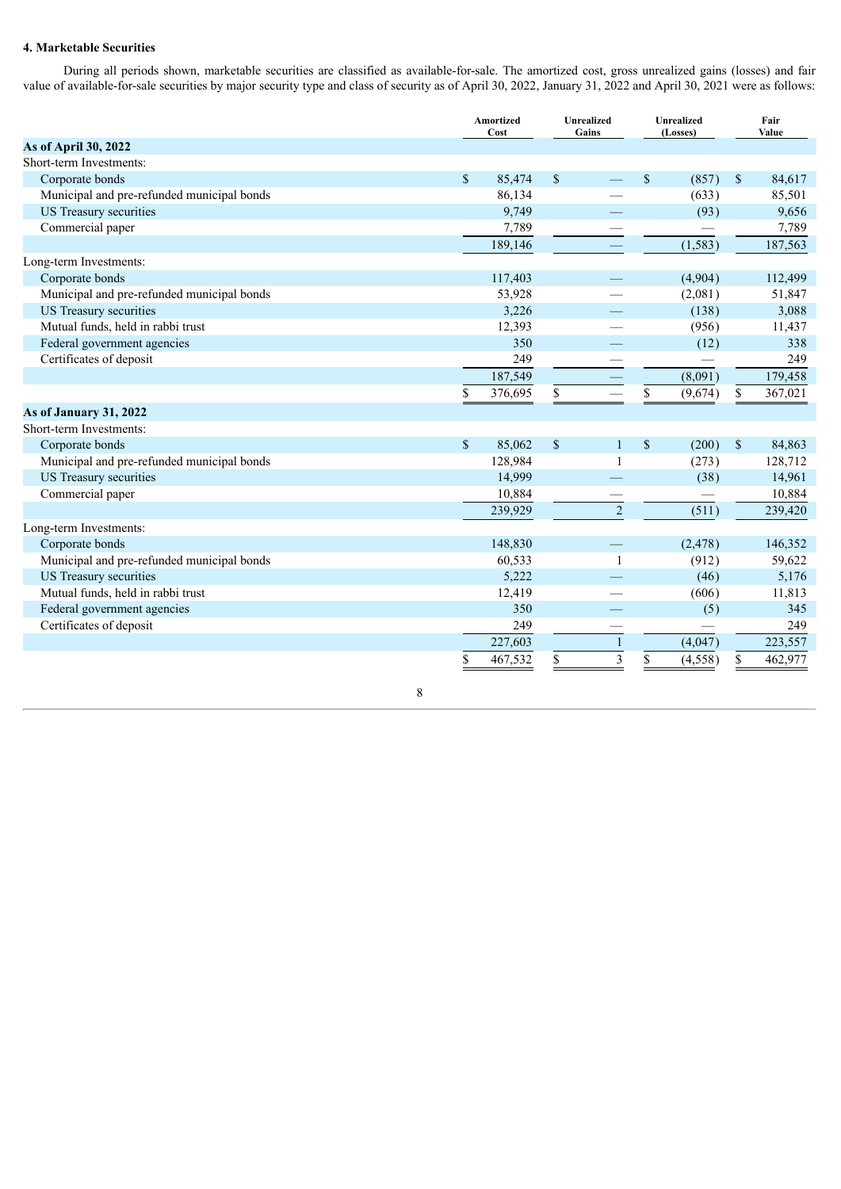**4. Marketable Securities**

During all periods shown, marketable securities are classified as available-for-sale. The amortized cost, gross unrealized gains (losses) and fair value of available-for-sale securities by major security type and class of security as of April 30, 2022, January 31, 2022 and April 30, 2021 were as follows:

| | Amortized Cost | Unrealized Gains | Unrealized (Losses) | Fair Value |
|---|---|---|---|---|
| **As of April 30, 2022** | | | | |
| Short-term Investments: | | | | |
| Corporate bonds | $ 85,474 | $ — | $ (857) | $ 84,617 |
| Municipal and pre-refunded municipal bonds | 86,134 | — | (633) | 85,501 |
| US Treasury securities | 9,749 | — | (93) | 9,656 |
| Commercial paper | 7,789 | — | — | 7,789 |
| | 189,146 | — | (1,583) | 187,563 |
| Long-term Investments: | | | | |
| Corporate bonds | 117,403 | — | (4,904) | 112,499 |
| Municipal and pre-refunded municipal bonds | 53,928 | — | (2,081) | 51,847 |
| US Treasury securities | 3,226 | — | (138) | 3,088 |
| Mutual funds, held in rabbi trust | 12,393 | — | (956) | 11,437 |
| Federal government agencies | 350 | — | (12) | 338 |
| Certificates of deposit | 249 | — | — | 249 |
| | 187,549 | — | (8,091) | 179,458 |
| | $ 376,695 | $ — | $ (9,674) | $ 367,021 |
| **As of January 31, 2022** | | | | |
| Short-term Investments: | | | | |
| Corporate bonds | $ 85,062 | $ 1 | $ (200) | $ 84,863 |
| Municipal and pre-refunded municipal bonds | 128,984 | 1 | (273) | 128,712 |
| US Treasury securities | 14,999 | — | (38) | 14,961 |
| Commercial paper | 10,884 | — | — | 10,884 |
| | 239,929 | 2 | (511) | 239,420 |
| Long-term Investments: | | | | |
| Corporate bonds | 148,830 | — | (2,478) | 146,352 |
| Municipal and pre-refunded municipal bonds | 60,533 | 1 | (912) | 59,622 |
| US Treasury securities | 5,222 | — | (46) | 5,176 |
| Mutual funds, held in rabbi trust | 12,419 | — | (606) | 11,813 |
| Federal government agencies | 350 | — | (5) | 345 |
| Certificates of deposit | 249 | — | — | 249 |
| | 227,603 | 1 | (4,047) | 223,557 |
| | $ 467,532 | $ 3 | $ (4,558) | $ 462,977 |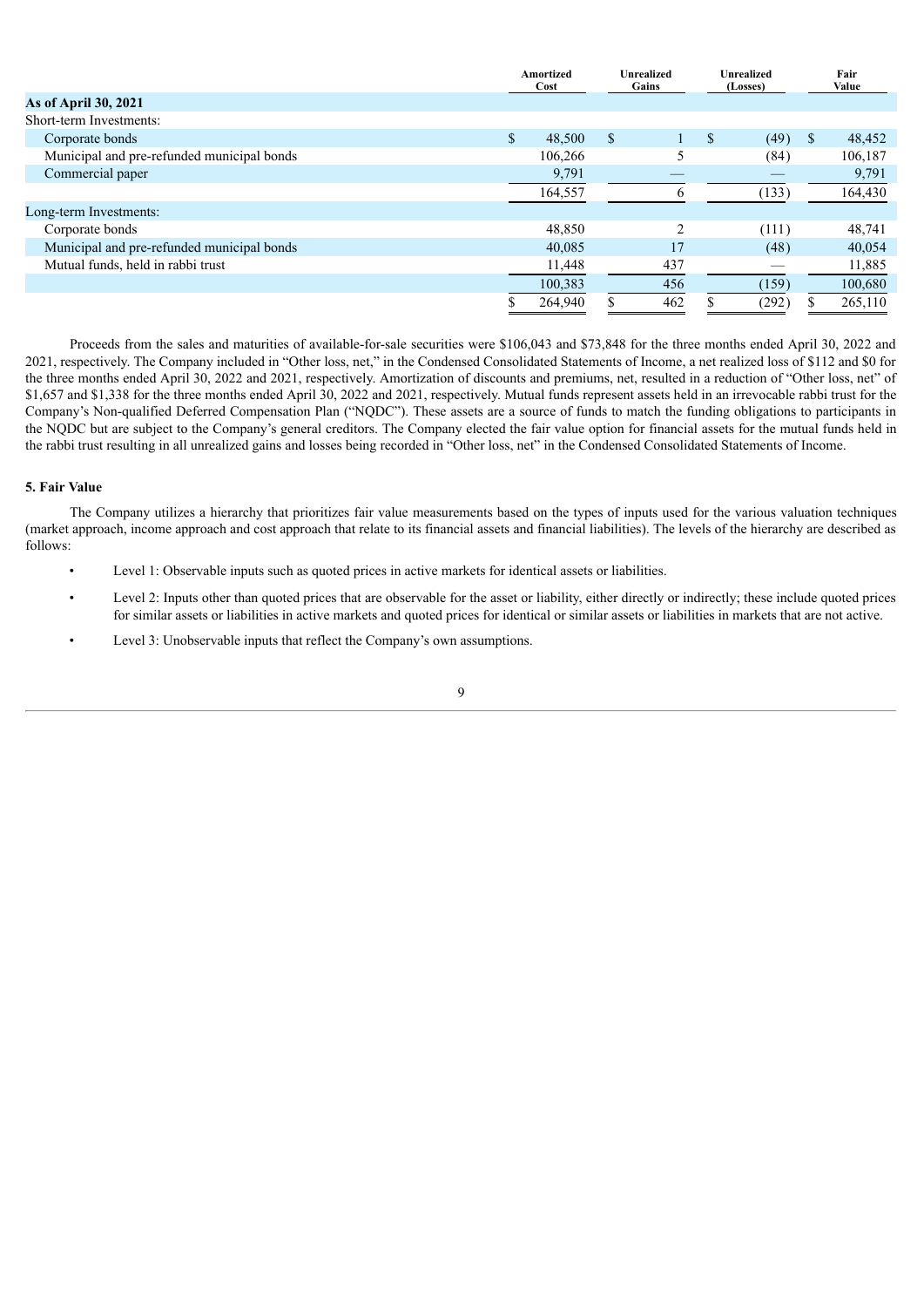| | Amortized Cost | Unrealized Gains | Unrealized (Losses) | Fair Value |
|---|---|---|---|---|
| **As of April 30, 2021** | | | | |
| Short-term Investments: | | | | |
| Corporate bonds | $ 48,500 | $ 1 | $ (49) | $ 48,452 |
| Municipal and pre-refunded municipal bonds | 106,266 | 5 | (84) | 106,187 |
| Commercial paper | 9,791 | — | — | 9,791 |
| | 164,557 | 6 | (133) | 164,430 |
| Long-term Investments: | | | | |
| Corporate bonds | 48,850 | 2 | (111) | 48,741 |
| Municipal and pre-refunded municipal bonds | 40,085 | 17 | (48) | 40,054 |
| Mutual funds, held in rabbi trust | 11,448 | 437 | — | 11,885 |
| | 100,383 | 456 | (159) | 100,680 |
| | $ 264,940 | $ 462 | $ (292) | $ 265,110 |

Proceeds from the sales and maturities of available-for-sale securities were $106,043 and $73,848 for the three months ended April 30, 2022 and 2021, respectively. The Company included in "Other loss, net," in the Condensed Consolidated Statements of Income, a net realized loss of $112 and $0 for the three months ended April 30, 2022 and 2021, respectively. Amortization of discounts and premiums, net, resulted in a reduction of "Other loss, net" of $1,657 and $1,338 for the three months ended April 30, 2022 and 2021, respectively. Mutual funds represent assets held in an irrevocable rabbi trust for the Company's Non-qualified Deferred Compensation Plan ("NQDC"). These assets are a source of funds to match the funding obligations to participants in the NQDC but are subject to the Company's general creditors. The Company elected the fair value option for financial assets for the mutual funds held in the rabbi trust resulting in all unrealized gains and losses being recorded in "Other loss, net" in the Condensed Consolidated Statements of Income.

**5. Fair Value**

The Company utilizes a hierarchy that prioritizes fair value measurements based on the types of inputs used for the various valuation techniques (market approach, income approach and cost approach that relate to its financial assets and financial liabilities). The levels of the hierarchy are described as follows:

- Level 1: Observable inputs such as quoted prices in active markets for identical assets or liabilities.
- Level 2: Inputs other than quoted prices that are observable for the asset or liability, either directly or indirectly; these include quoted prices for similar assets or liabilities in active markets and quoted prices for identical or similar assets or liabilities in markets that are not active.
- Level 3: Unobservable inputs that reflect the Company's own assumptions.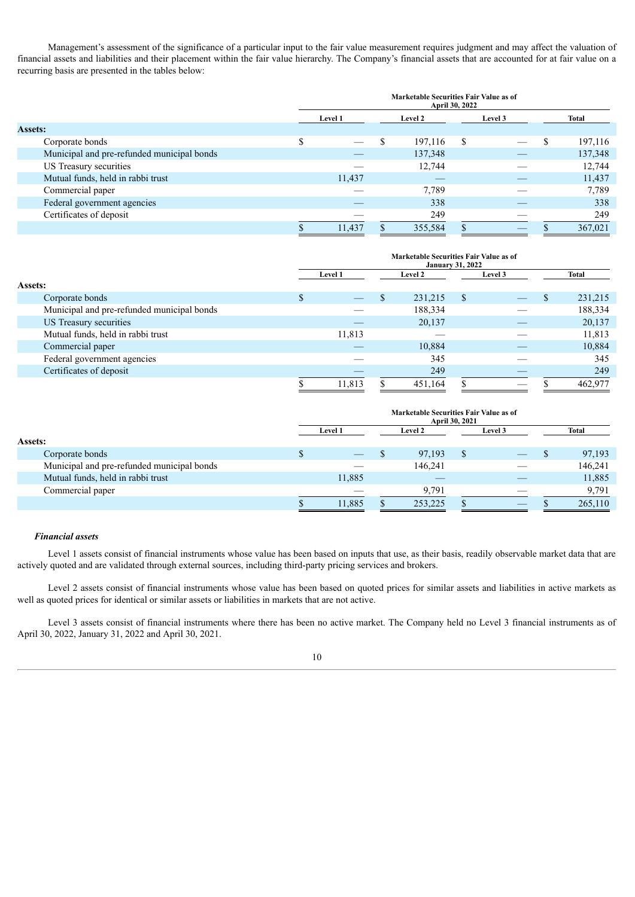Management's assessment of the significance of a particular input to the fair value measurement requires judgment and may affect the valuation of financial assets and liabilities and their placement within the fair value hierarchy. The Company's financial assets that are accounted for at fair value on a recurring basis are presented in the tables below:

| | Marketable Securities Fair Value as of April 30, 2022 | | | |
|---|---|---|---|---|
| | Level 1 | Level 2 | Level 3 | Total |
| **Assets:** | | | | |
| Corporate bonds | $ — | $ 197,116 | $ — | $ 197,116 |
| Municipal and pre-refunded municipal bonds | — | 137,348 | — | 137,348 |
| US Treasury securities | — | 12,744 | — | 12,744 |
| Mutual funds, held in rabbi trust | 11,437 | — | — | 11,437 |
| Commercial paper | — | 7,789 | — | 7,789 |
| Federal government agencies | — | 338 | — | 338 |
| Certificates of deposit | — | 249 | — | 249 |
| | $ 11,437 | $ 355,584 | $ — | $ 367,021 |

| | Marketable Securities Fair Value as of January 31, 2022 | | | |
|---|---|---|---|---|
| | Level 1 | Level 2 | Level 3 | Total |
| **Assets:** | | | | |
| Corporate bonds | $ — | $ 231,215 | $ — | $ 231,215 |
| Municipal and pre-refunded municipal bonds | — | 188,334 | — | 188,334 |
| US Treasury securities | — | 20,137 | — | 20,137 |
| Mutual funds, held in rabbi trust | 11,813 | — | — | 11,813 |
| Commercial paper | — | 10,884 | — | 10,884 |
| Federal government agencies | — | 345 | — | 345 |
| Certificates of deposit | — | 249 | — | 249 |
| | $ 11,813 | $ 451,164 | $ — | $ 462,977 |

| | Marketable Securities Fair Value as of April 30, 2021 | | | |
|---|---|---|---|---|
| | Level 1 | Level 2 | Level 3 | Total |
| **Assets:** | | | | |
| Corporate bonds | $ — | $ 97,193 | $ — | $ 97,193 |
| Municipal and pre-refunded municipal bonds | — | 146,241 | — | 146,241 |
| Mutual funds, held in rabbi trust | 11,885 | — | — | 11,885 |
| Commercial paper | — | 9,791 | — | 9,791 |
| | $ 11,885 | $ 253,225 | $ — | $ 265,110 |

***Financial assets***

Level 1 assets consist of financial instruments whose value has been based on inputs that use, as their basis, readily observable market data that are actively quoted and are validated through external sources, including third-party pricing services and brokers.

Level 2 assets consist of financial instruments whose value has been based on quoted prices for similar assets and liabilities in active markets as well as quoted prices for identical or similar assets or liabilities in markets that are not active.

Level 3 assets consist of financial instruments where there has been no active market. The Company held no Level 3 financial instruments as of April 30, 2022, January 31, 2022 and April 30, 2021.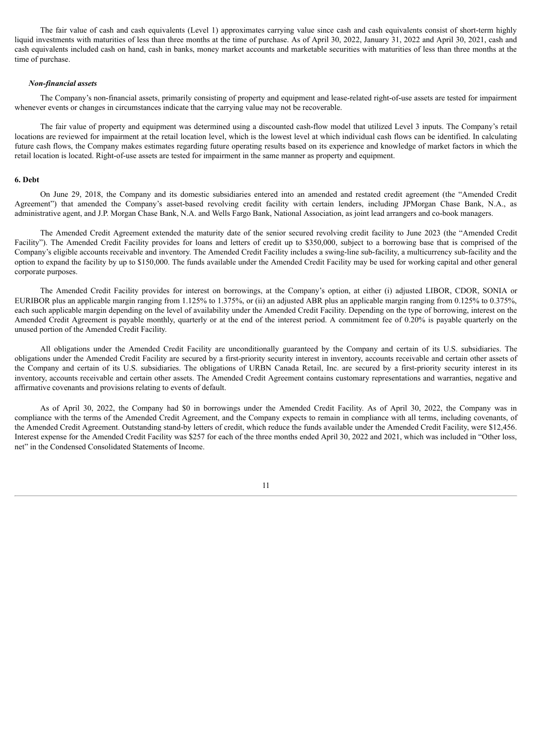The fair value of cash and cash equivalents (Level 1) approximates carrying value since cash and cash equivalents consist of short-term highly liquid investments with maturities of less than three months at the time of purchase. As of April 30, 2022, January 31, 2022 and April 30, 2021, cash and cash equivalents included cash on hand, cash in banks, money market accounts and marketable securities with maturities of less than three months at the time of purchase.

***Non-financial assets***

The Company's non-financial assets, primarily consisting of property and equipment and lease-related right-of-use assets are tested for impairment whenever events or changes in circumstances indicate that the carrying value may not be recoverable.

The fair value of property and equipment was determined using a discounted cash-flow model that utilized Level 3 inputs. The Company's retail locations are reviewed for impairment at the retail location level, which is the lowest level at which individual cash flows can be identified. In calculating future cash flows, the Company makes estimates regarding future operating results based on its experience and knowledge of market factors in which the retail location is located. Right-of-use assets are tested for impairment in the same manner as property and equipment.

**6. Debt**

On June 29, 2018, the Company and its domestic subsidiaries entered into an amended and restated credit agreement (the "Amended Credit Agreement") that amended the Company's asset-based revolving credit facility with certain lenders, including JPMorgan Chase Bank, N.A., as administrative agent, and J.P. Morgan Chase Bank, N.A. and Wells Fargo Bank, National Association, as joint lead arrangers and co-book managers.

The Amended Credit Agreement extended the maturity date of the senior secured revolving credit facility to June 2023 (the "Amended Credit Facility"). The Amended Credit Facility provides for loans and letters of credit up to $350,000, subject to a borrowing base that is comprised of the Company's eligible accounts receivable and inventory. The Amended Credit Facility includes a swing-line sub-facility, a multicurrency sub-facility and the option to expand the facility by up to $150,000. The funds available under the Amended Credit Facility may be used for working capital and other general corporate purposes.

The Amended Credit Facility provides for interest on borrowings, at the Company's option, at either (i) adjusted LIBOR, CDOR, SONIA or EURIBOR plus an applicable margin ranging from 1.125% to 1.375%, or (ii) an adjusted ABR plus an applicable margin ranging from 0.125% to 0.375%, each such applicable margin depending on the level of availability under the Amended Credit Facility. Depending on the type of borrowing, interest on the Amended Credit Agreement is payable monthly, quarterly or at the end of the interest period. A commitment fee of 0.20% is payable quarterly on the unused portion of the Amended Credit Facility.

All obligations under the Amended Credit Facility are unconditionally guaranteed by the Company and certain of its U.S. subsidiaries. The obligations under the Amended Credit Facility are secured by a first-priority security interest in inventory, accounts receivable and certain other assets of the Company and certain of its U.S. subsidiaries. The obligations of URBN Canada Retail, Inc. are secured by a first-priority security interest in its inventory, accounts receivable and certain other assets. The Amended Credit Agreement contains customary representations and warranties, negative and affirmative covenants and provisions relating to events of default.

As of April 30, 2022, the Company had $0 in borrowings under the Amended Credit Facility. As of April 30, 2022, the Company was in compliance with the terms of the Amended Credit Agreement, and the Company expects to remain in compliance with all terms, including covenants, of the Amended Credit Agreement. Outstanding stand-by letters of credit, which reduce the funds available under the Amended Credit Facility, were $12,456. Interest expense for the Amended Credit Facility was $257 for each of the three months ended April 30, 2022 and 2021, which was included in "Other loss, net" in the Condensed Consolidated Statements of Income.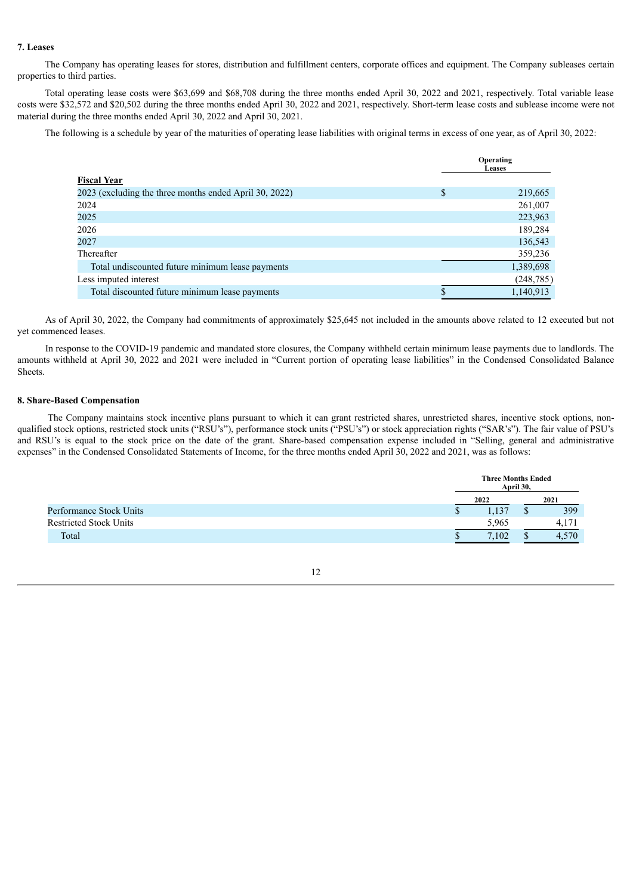### 7. Leases

The Company has operating leases for stores, distribution and fulfillment centers, corporate offices and equipment. The Company subleases certain properties to third parties.

Total operating lease costs were $63,699 and $68,708 during the three months ended April 30, 2022 and 2021, respectively. Total variable lease costs were $32,572 and $20,502 during the three months ended April 30, 2022 and 2021, respectively. Short-term lease costs and sublease income were not material during the three months ended April 30, 2022 and April 30, 2021.

The following is a schedule by year of the maturities of operating lease liabilities with original terms in excess of one year, as of April 30, 2022:

| Fiscal Year | Operating Leases |
|---|---|
| 2023 (excluding the three months ended April 30, 2022) | $ 219,665 |
| 2024 | 261,007 |
| 2025 | 223,963 |
| 2026 | 189,284 |
| 2027 | 136,543 |
| Thereafter | 359,236 |
| Total undiscounted future minimum lease payments | 1,389,698 |
| Less imputed interest | (248,785) |
| Total discounted future minimum lease payments | $ 1,140,913 |

As of April 30, 2022, the Company had commitments of approximately $25,645 not included in the amounts above related to 12 executed but not yet commenced leases.

In response to the COVID-19 pandemic and mandated store closures, the Company withheld certain minimum lease payments due to landlords. The amounts withheld at April 30, 2022 and 2021 were included in "Current portion of operating lease liabilities" in the Condensed Consolidated Balance Sheets.

### 8. Share-Based Compensation

The Company maintains stock incentive plans pursuant to which it can grant restricted shares, unrestricted shares, incentive stock options, non-qualified stock options, restricted stock units ("RSU's"), performance stock units ("PSU's") or stock appreciation rights ("SAR's"). The fair value of PSU's and RSU's is equal to the stock price on the date of the grant. Share-based compensation expense included in "Selling, general and administrative expenses" in the Condensed Consolidated Statements of Income, for the three months ended April 30, 2022 and 2021, was as follows:

| | Three Months Ended April 30, | |
|---|---|---|
| | 2022 | 2021 |
| Performance Stock Units | $ 1,137 | $ 399 |
| Restricted Stock Units | 5,965 | 4,171 |
| Total | $ 7,102 | $ 4,570 |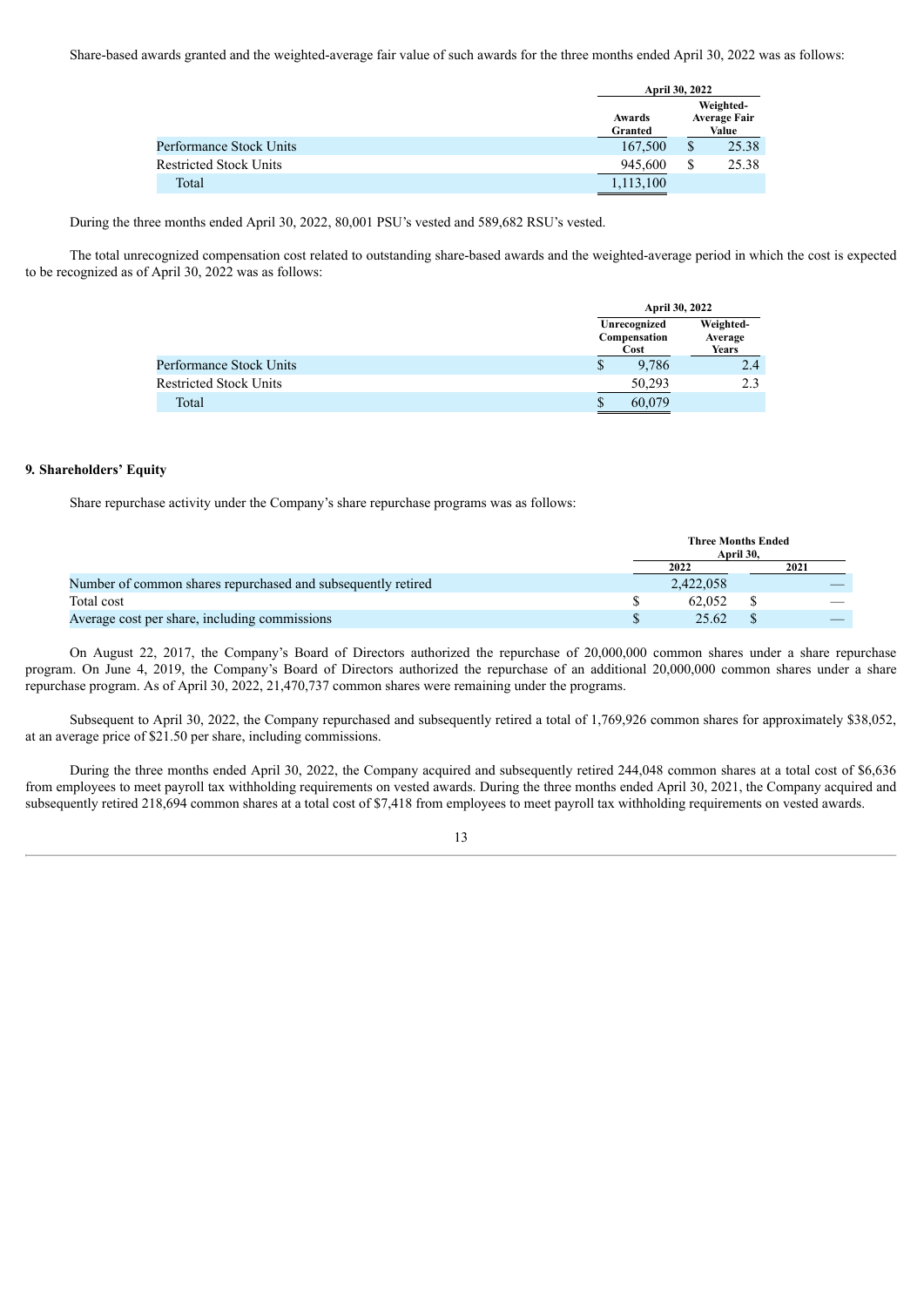Share-based awards granted and the weighted-average fair value of such awards for the three months ended April 30, 2022 was as follows:

| | April 30, 2022 | |
|---|---|---|
| | Awards Granted | Weighted-Average Fair Value |
| Performance Stock Units | 167,500 | $ 25.38 |
| Restricted Stock Units | 945,600 | $ 25.38 |
| Total | 1,113,100 | |

During the three months ended April 30, 2022, 80,001 PSU's vested and 589,682 RSU's vested.

The total unrecognized compensation cost related to outstanding share-based awards and the weighted-average period in which the cost is expected to be recognized as of April 30, 2022 was as follows:

| | April 30, 2022 | |
|---|---|---|
| | Unrecognized Compensation Cost | Weighted-Average Years |
| Performance Stock Units | $ 9,786 | 2.4 |
| Restricted Stock Units | 50,293 | 2.3 |
| Total | $ 60,079 | |

**9. Shareholders' Equity**

Share repurchase activity under the Company's share repurchase programs was as follows:

| | Three Months Ended April 30, | |
|---|---|---|
| | 2022 | 2021 |
| Number of common shares repurchased and subsequently retired | 2,422,058 | — |
| Total cost | $ 62,052 | $ — |
| Average cost per share, including commissions | $ 25.62 | $ — |

On August 22, 2017, the Company's Board of Directors authorized the repurchase of 20,000,000 common shares under a share repurchase program. On June 4, 2019, the Company's Board of Directors authorized the repurchase of an additional 20,000,000 common shares under a share repurchase program. As of April 30, 2022, 21,470,737 common shares were remaining under the programs.

Subsequent to April 30, 2022, the Company repurchased and subsequently retired a total of 1,769,926 common shares for approximately $38,052, at an average price of $21.50 per share, including commissions.

During the three months ended April 30, 2022, the Company acquired and subsequently retired 244,048 common shares at a total cost of $6,636 from employees to meet payroll tax withholding requirements on vested awards. During the three months ended April 30, 2021, the Company acquired and subsequently retired 218,694 common shares at a total cost of $7,418 from employees to meet payroll tax withholding requirements on vested awards.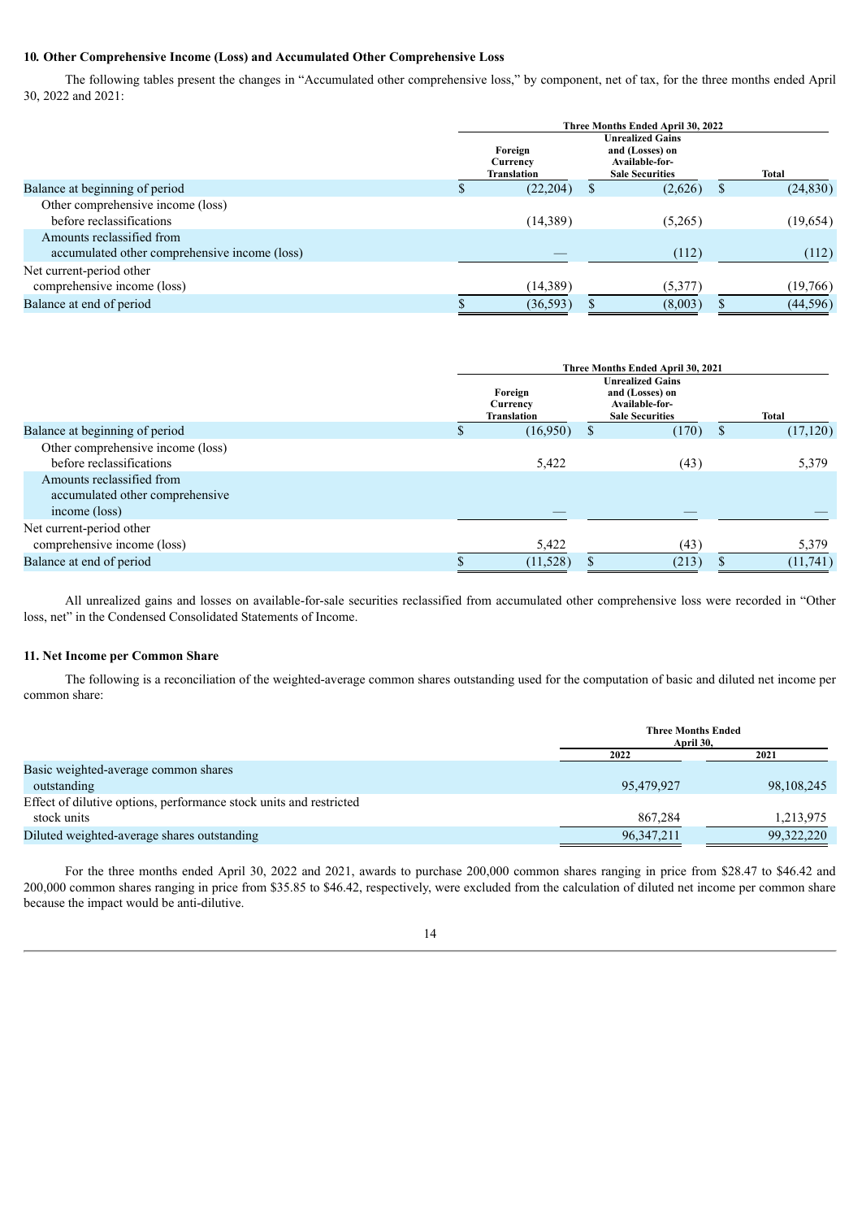**10. Other Comprehensive Income (Loss) and Accumulated Other Comprehensive Loss**

The following tables present the changes in "Accumulated other comprehensive loss," by component, net of tax, for the three months ended April 30, 2022 and 2021:

| | Three Months Ended April 30, 2022 | | |
|---|---|---|---|
| | Foreign Currency Translation | Unrealized Gains and (Losses) on Available-for-Sale Securities | Total |
| Balance at beginning of period | $ (22,204) | $ (2,626) | $ (24,830) |
| Other comprehensive income (loss) before reclassifications | (14,389) | (5,265) | (19,654) |
| Amounts reclassified from accumulated other comprehensive income (loss) | — | (112) | (112) |
| Net current-period other comprehensive income (loss) | (14,389) | (5,377) | (19,766) |
| Balance at end of period | $ (36,593) | $ (8,003) | $ (44,596) |

| | Three Months Ended April 30, 2021 | | |
|---|---|---|---|
| | Foreign Currency Translation | Unrealized Gains and (Losses) on Available-for-Sale Securities | Total |
| Balance at beginning of period | $ (16,950) | $ (170) | $ (17,120) |
| Other comprehensive income (loss) before reclassifications | 5,422 | (43) | 5,379 |
| Amounts reclassified from accumulated other comprehensive income (loss) | — | — | — |
| Net current-period other comprehensive income (loss) | 5,422 | (43) | 5,379 |
| Balance at end of period | $ (11,528) | $ (213) | $ (11,741) |

All unrealized gains and losses on available-for-sale securities reclassified from accumulated other comprehensive loss were recorded in "Other loss, net" in the Condensed Consolidated Statements of Income.

**11. Net Income per Common Share**

The following is a reconciliation of the weighted-average common shares outstanding used for the computation of basic and diluted net income per common share:

| | Three Months Ended April 30, | |
|---|---|---|
| | 2022 | 2021 |
| Basic weighted-average common shares outstanding | 95,479,927 | 98,108,245 |
| Effect of dilutive options, performance stock units and restricted stock units | 867,284 | 1,213,975 |
| Diluted weighted-average shares outstanding | 96,347,211 | 99,322,220 |

For the three months ended April 30, 2022 and 2021, awards to purchase 200,000 common shares ranging in price from $28.47 to $46.42 and 200,000 common shares ranging in price from $35.85 to $46.42, respectively, were excluded from the calculation of diluted net income per common share because the impact would be anti-dilutive.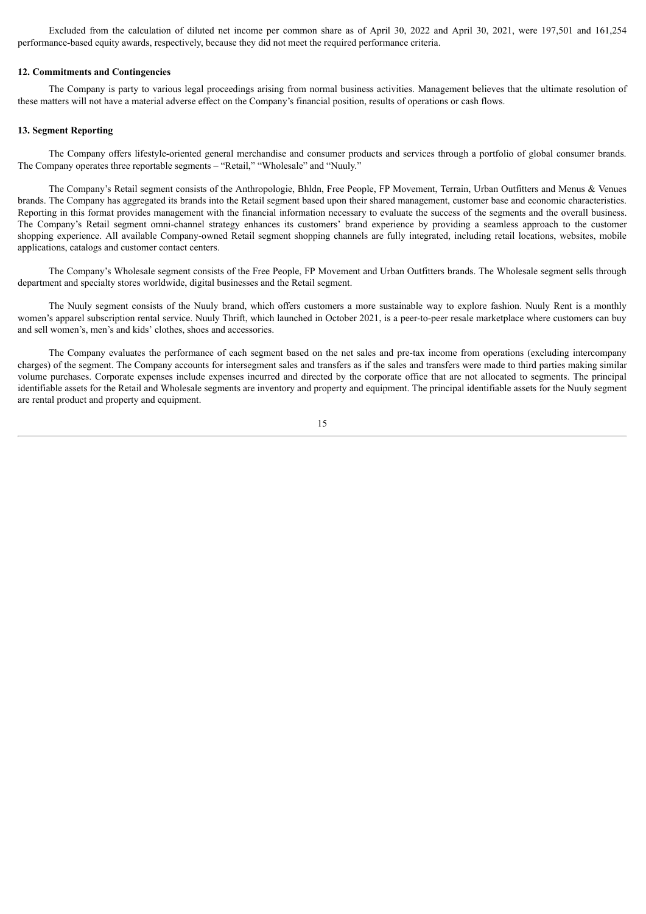Excluded from the calculation of diluted net income per common share as of April 30, 2022 and April 30, 2021, were 197,501 and 161,254 performance-based equity awards, respectively, because they did not meet the required performance criteria.

**12. Commitments and Contingencies**

The Company is party to various legal proceedings arising from normal business activities. Management believes that the ultimate resolution of these matters will not have a material adverse effect on the Company's financial position, results of operations or cash flows.

**13. Segment Reporting**

The Company offers lifestyle-oriented general merchandise and consumer products and services through a portfolio of global consumer brands. The Company operates three reportable segments – "Retail," "Wholesale" and "Nuuly."

The Company's Retail segment consists of the Anthropologie, Bhldn, Free People, FP Movement, Terrain, Urban Outfitters and Menus & Venues brands. The Company has aggregated its brands into the Retail segment based upon their shared management, customer base and economic characteristics. Reporting in this format provides management with the financial information necessary to evaluate the success of the segments and the overall business. The Company's Retail segment omni-channel strategy enhances its customers' brand experience by providing a seamless approach to the customer shopping experience. All available Company-owned Retail segment shopping channels are fully integrated, including retail locations, websites, mobile applications, catalogs and customer contact centers.

The Company's Wholesale segment consists of the Free People, FP Movement and Urban Outfitters brands. The Wholesale segment sells through department and specialty stores worldwide, digital businesses and the Retail segment.

The Nuuly segment consists of the Nuuly brand, which offers customers a more sustainable way to explore fashion. Nuuly Rent is a monthly women's apparel subscription rental service. Nuuly Thrift, which launched in October 2021, is a peer-to-peer resale marketplace where customers can buy and sell women's, men's and kids' clothes, shoes and accessories.

The Company evaluates the performance of each segment based on the net sales and pre-tax income from operations (excluding intercompany charges) of the segment. The Company accounts for intersegment sales and transfers as if the sales and transfers were made to third parties making similar volume purchases. Corporate expenses include expenses incurred and directed by the corporate office that are not allocated to segments. The principal identifiable assets for the Retail and Wholesale segments are inventory and property and equipment. The principal identifiable assets for the Nuuly segment are rental product and property and equipment.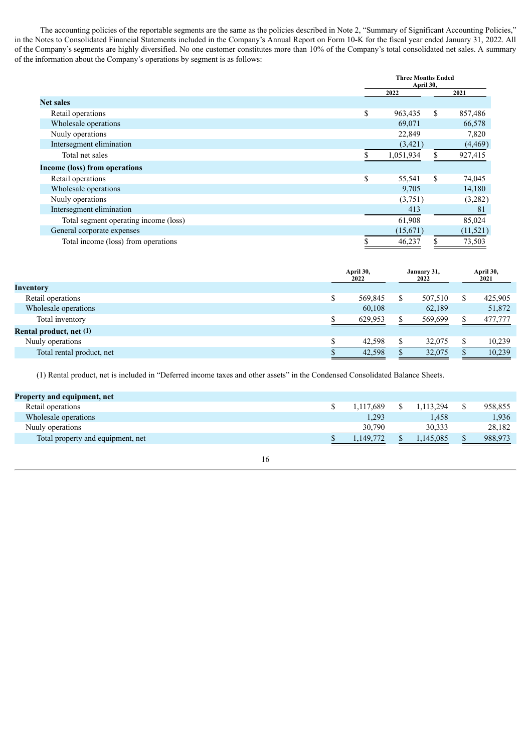The accounting policies of the reportable segments are the same as the policies described in Note 2, “Summary of Significant Accounting Policies,” in the Notes to Consolidated Financial Statements included in the Company’s Annual Report on Form 10-K for the fiscal year ended January 31, 2022. All of the Company’s segments are highly diversified. No one customer constitutes more than 10% of the Company’s total consolidated net sales. A summary of the information about the Company’s operations by segment is as follows:

| | Three Months Ended April 30, | |
|---|---|---|
| | 2022 | 2021 |
| **Net sales** | | |
| Retail operations | $ 963,435 | $ 857,486 |
| Wholesale operations | 69,071 | 66,578 |
| Nuuly operations | 22,849 | 7,820 |
| Intersegment elimination | (3,421) | (4,469) |
| Total net sales | $ 1,051,934 | $ 927,415 |
| **Income (loss) from operations** | | |
| Retail operations | $ 55,541 | $ 74,045 |
| Wholesale operations | 9,705 | 14,180 |
| Nuuly operations | (3,751) | (3,282) |
| Intersegment elimination | 413 | 81 |
| Total segment operating income (loss) | 61,908 | 85,024 |
| General corporate expenses | (15,671) | (11,521) |
| Total income (loss) from operations | $ 46,237 | $ 73,503 |

| | April 30, 2022 | January 31, 2022 | April 30, 2021 |
|---|---|---|---|
| **Inventory** | | | |
| Retail operations | $ 569,845 | $ 507,510 | $ 425,905 |
| Wholesale operations | 60,108 | 62,189 | 51,872 |
| Total inventory | $ 629,953 | $ 569,699 | $ 477,777 |
| **Rental product, net (1)** | | | |
| Nuuly operations | $ 42,598 | $ 32,075 | $ 10,239 |
| Total rental product, net | $ 42,598 | $ 32,075 | $ 10,239 |

(1) Rental product, net is included in “Deferred income taxes and other assets” in the Condensed Consolidated Balance Sheets.

| | April 30, 2022 | January 31, 2022 | April 30, 2021 |
|---|---|---|---|
| **Property and equipment, net** | | | |
| Retail operations | $ 1,117,689 | $ 1,113,294 | $ 958,855 |
| Wholesale operations | 1,293 | 1,458 | 1,936 |
| Nuuly operations | 30,790 | 30,333 | 28,182 |
| Total property and equipment, net | $ 1,149,772 | $ 1,145,085 | $ 988,973 |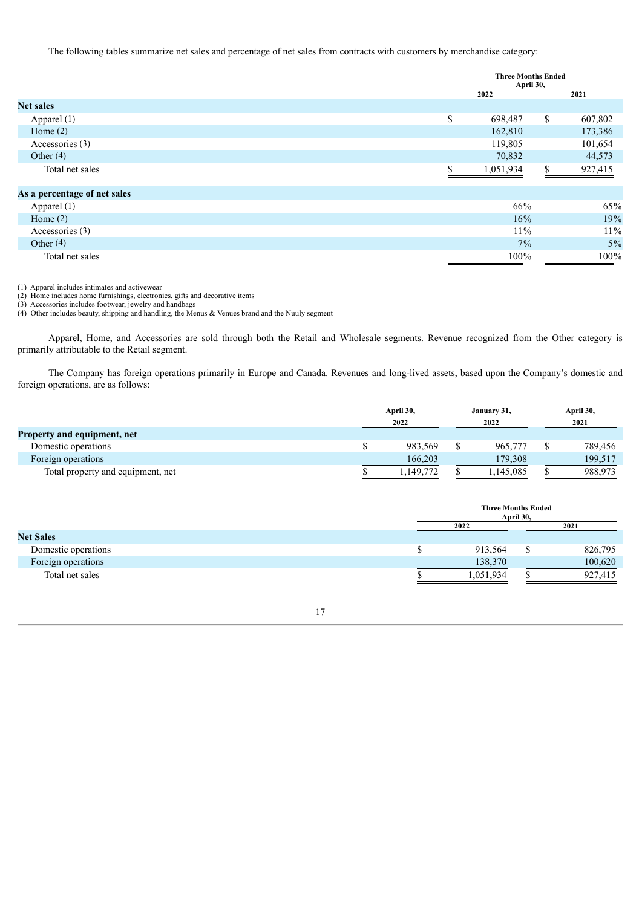The following tables summarize net sales and percentage of net sales from contracts with customers by merchandise category:

| | Three Months Ended April 30, | |
|---|---|---|
| | 2022 | 2021 |
| **Net sales** | | |
| Apparel (1) | $ 698,487 | $ 607,802 |
| Home (2) | 162,810 | 173,386 |
| Accessories (3) | 119,805 | 101,654 |
| Other (4) | 70,832 | 44,573 |
| Total net sales | $ 1,051,934 | $ 927,415 |
| **As a percentage of net sales** | | |
| Apparel (1) | 66% | 65% |
| Home (2) | 16% | 19% |
| Accessories (3) | 11% | 11% |
| Other (4) | 7% | 5% |
| Total net sales | 100% | 100% |

(1) Apparel includes intimates and activewear
(2) Home includes home furnishings, electronics, gifts and decorative items
(3) Accessories includes footwear, jewelry and handbags
(4) Other includes beauty, shipping and handling, the Menus & Venues brand and the Nuuly segment

Apparel, Home, and Accessories are sold through both the Retail and Wholesale segments. Revenue recognized from the Other category is primarily attributable to the Retail segment.

The Company has foreign operations primarily in Europe and Canada. Revenues and long-lived assets, based upon the Company's domestic and foreign operations, are as follows:

| | April 30, 2022 | January 31, 2022 | April 30, 2021 |
|---|---|---|---|
| **Property and equipment, net** | | | |
| Domestic operations | $ 983,569 | $ 965,777 | $ 789,456 |
| Foreign operations | 166,203 | 179,308 | 199,517 |
| Total property and equipment, net | $ 1,149,772 | $ 1,145,085 | $ 988,973 |

| | Three Months Ended April 30, | |
|---|---|---|
| | 2022 | 2021 |
| **Net Sales** | | |
| Domestic operations | $ 913,564 | $ 826,795 |
| Foreign operations | 138,370 | 100,620 |
| Total net sales | $ 1,051,934 | $ 927,415 |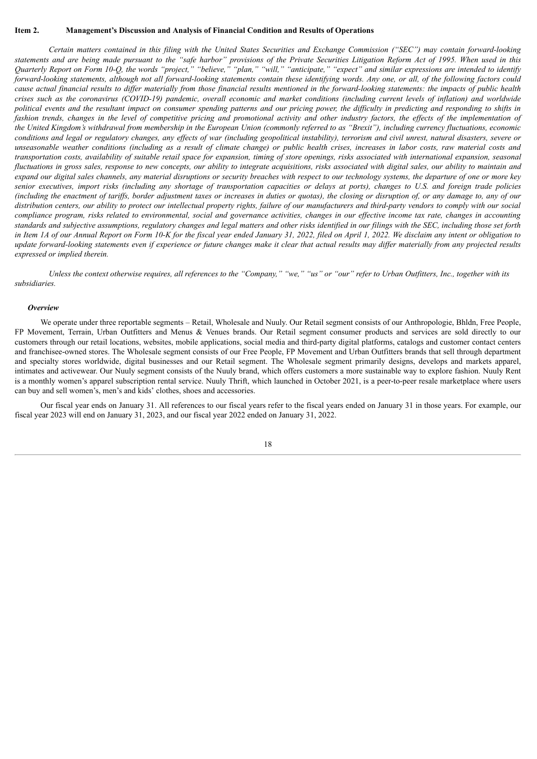### Item 2. Management's Discussion and Analysis of Financial Condition and Results of Operations

*Certain matters contained in this filing with the United States Securities and Exchange Commission ("SEC") may contain forward-looking statements and are being made pursuant to the "safe harbor" provisions of the Private Securities Litigation Reform Act of 1995. When used in this Quarterly Report on Form 10-Q, the words "project," "believe," "plan," "will," "anticipate," "expect" and similar expressions are intended to identify forward-looking statements, although not all forward-looking statements contain these identifying words. Any one, or all, of the following factors could cause actual financial results to differ materially from those financial results mentioned in the forward-looking statements: the impacts of public health crises such as the coronavirus (COVID-19) pandemic, overall economic and market conditions (including current levels of inflation) and worldwide political events and the resultant impact on consumer spending patterns and our pricing power, the difficulty in predicting and responding to shifts in fashion trends, changes in the level of competitive pricing and promotional activity and other industry factors, the effects of the implementation of the United Kingdom's withdrawal from membership in the European Union (commonly referred to as "Brexit"), including currency fluctuations, economic conditions and legal or regulatory changes, any effects of war (including geopolitical instability), terrorism and civil unrest, natural disasters, severe or unseasonable weather conditions (including as a result of climate change) or public health crises, increases in labor costs, raw material costs and transportation costs, availability of suitable retail space for expansion, timing of store openings, risks associated with international expansion, seasonal fluctuations in gross sales, response to new concepts, our ability to integrate acquisitions, risks associated with digital sales, our ability to maintain and expand our digital sales channels, any material disruptions or security breaches with respect to our technology systems, the departure of one or more key senior executives, import risks (including any shortage of transportation capacities or delays at ports), changes to U.S. and foreign trade policies (including the enactment of tariffs, border adjustment taxes or increases in duties or quotas), the closing or disruption of, or any damage to, any of our distribution centers, our ability to protect our intellectual property rights, failure of our manufacturers and third-party vendors to comply with our social compliance program, risks related to environmental, social and governance activities, changes in our effective income tax rate, changes in accounting standards and subjective assumptions, regulatory changes and legal matters and other risks identified in our filings with the SEC, including those set forth in Item 1A of our Annual Report on Form 10-K for the fiscal year ended January 31, 2022, filed on April 1, 2022. We disclaim any intent or obligation to update forward-looking statements even if experience or future changes make it clear that actual results may differ materially from any projected results expressed or implied therein.*

*Unless the context otherwise requires, all references to the "Company," "we," "us" or "our" refer to Urban Outfitters, Inc., together with its subsidiaries.*

#### *Overview*

We operate under three reportable segments – Retail, Wholesale and Nuuly. Our Retail segment consists of our Anthropologie, Bhldn, Free People, FP Movement, Terrain, Urban Outfitters and Menus & Venues brands. Our Retail segment consumer products and services are sold directly to our customers through our retail locations, websites, mobile applications, social media and third-party digital platforms, catalogs and customer contact centers and franchisee-owned stores. The Wholesale segment consists of our Free People, FP Movement and Urban Outfitters brands that sell through department and specialty stores worldwide, digital businesses and our Retail segment. The Wholesale segment primarily designs, develops and markets apparel, intimates and activewear. Our Nuuly segment consists of the Nuuly brand, which offers customers a more sustainable way to explore fashion. Nuuly Rent is a monthly women's apparel subscription rental service. Nuuly Thrift, which launched in October 2021, is a peer-to-peer resale marketplace where users can buy and sell women's, men's and kids' clothes, shoes and accessories.

Our fiscal year ends on January 31. All references to our fiscal years refer to the fiscal years ended on January 31 in those years. For example, our fiscal year 2023 will end on January 31, 2023, and our fiscal year 2022 ended on January 31, 2022.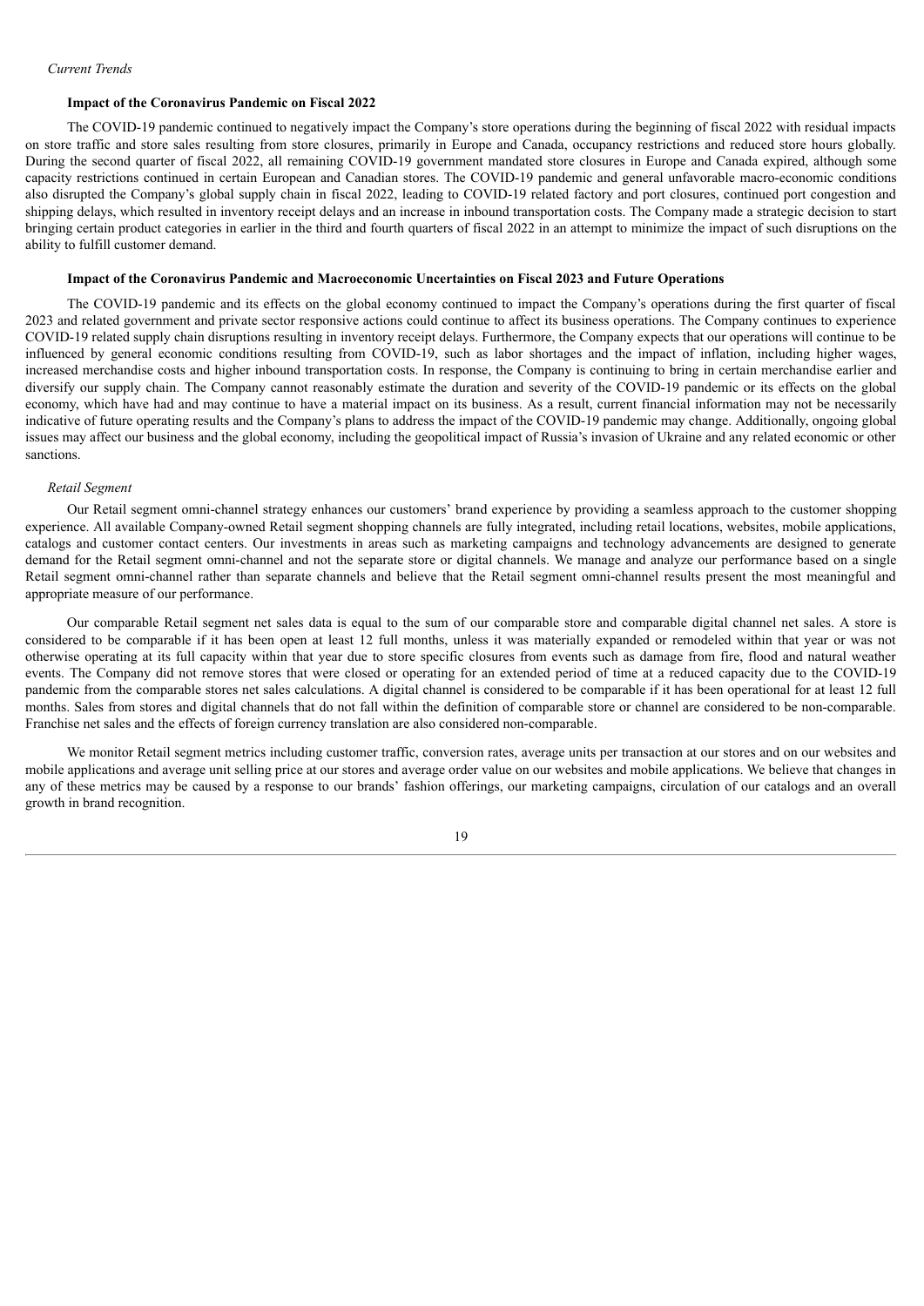*Current Trends*

**Impact of the Coronavirus Pandemic on Fiscal 2022**

The COVID-19 pandemic continued to negatively impact the Company's store operations during the beginning of fiscal 2022 with residual impacts on store traffic and store sales resulting from store closures, primarily in Europe and Canada, occupancy restrictions and reduced store hours globally. During the second quarter of fiscal 2022, all remaining COVID-19 government mandated store closures in Europe and Canada expired, although some capacity restrictions continued in certain European and Canadian stores. The COVID-19 pandemic and general unfavorable macro-economic conditions also disrupted the Company's global supply chain in fiscal 2022, leading to COVID-19 related factory and port closures, continued port congestion and shipping delays, which resulted in inventory receipt delays and an increase in inbound transportation costs. The Company made a strategic decision to start bringing certain product categories in earlier in the third and fourth quarters of fiscal 2022 in an attempt to minimize the impact of such disruptions on the ability to fulfill customer demand.

**Impact of the Coronavirus Pandemic and Macroeconomic Uncertainties on Fiscal 2023 and Future Operations**

The COVID-19 pandemic and its effects on the global economy continued to impact the Company's operations during the first quarter of fiscal 2023 and related government and private sector responsive actions could continue to affect its business operations. The Company continues to experience COVID-19 related supply chain disruptions resulting in inventory receipt delays. Furthermore, the Company expects that our operations will continue to be influenced by general economic conditions resulting from COVID-19, such as labor shortages and the impact of inflation, including higher wages, increased merchandise costs and higher inbound transportation costs. In response, the Company is continuing to bring in certain merchandise earlier and diversify our supply chain. The Company cannot reasonably estimate the duration and severity of the COVID-19 pandemic or its effects on the global economy, which have had and may continue to have a material impact on its business. As a result, current financial information may not be necessarily indicative of future operating results and the Company's plans to address the impact of the COVID-19 pandemic may change. Additionally, ongoing global issues may affect our business and the global economy, including the geopolitical impact of Russia's invasion of Ukraine and any related economic or other sanctions.

*Retail Segment*

Our Retail segment omni-channel strategy enhances our customers' brand experience by providing a seamless approach to the customer shopping experience. All available Company-owned Retail segment shopping channels are fully integrated, including retail locations, websites, mobile applications, catalogs and customer contact centers. Our investments in areas such as marketing campaigns and technology advancements are designed to generate demand for the Retail segment omni-channel and not the separate store or digital channels. We manage and analyze our performance based on a single Retail segment omni-channel rather than separate channels and believe that the Retail segment omni-channel results present the most meaningful and appropriate measure of our performance.

Our comparable Retail segment net sales data is equal to the sum of our comparable store and comparable digital channel net sales. A store is considered to be comparable if it has been open at least 12 full months, unless it was materially expanded or remodeled within that year or was not otherwise operating at its full capacity within that year due to store specific closures from events such as damage from fire, flood and natural weather events. The Company did not remove stores that were closed or operating for an extended period of time at a reduced capacity due to the COVID-19 pandemic from the comparable stores net sales calculations. A digital channel is considered to be comparable if it has been operational for at least 12 full months. Sales from stores and digital channels that do not fall within the definition of comparable store or channel are considered to be non-comparable. Franchise net sales and the effects of foreign currency translation are also considered non-comparable.

We monitor Retail segment metrics including customer traffic, conversion rates, average units per transaction at our stores and on our websites and mobile applications and average unit selling price at our stores and average order value on our websites and mobile applications. We believe that changes in any of these metrics may be caused by a response to our brands' fashion offerings, our marketing campaigns, circulation of our catalogs and an overall growth in brand recognition.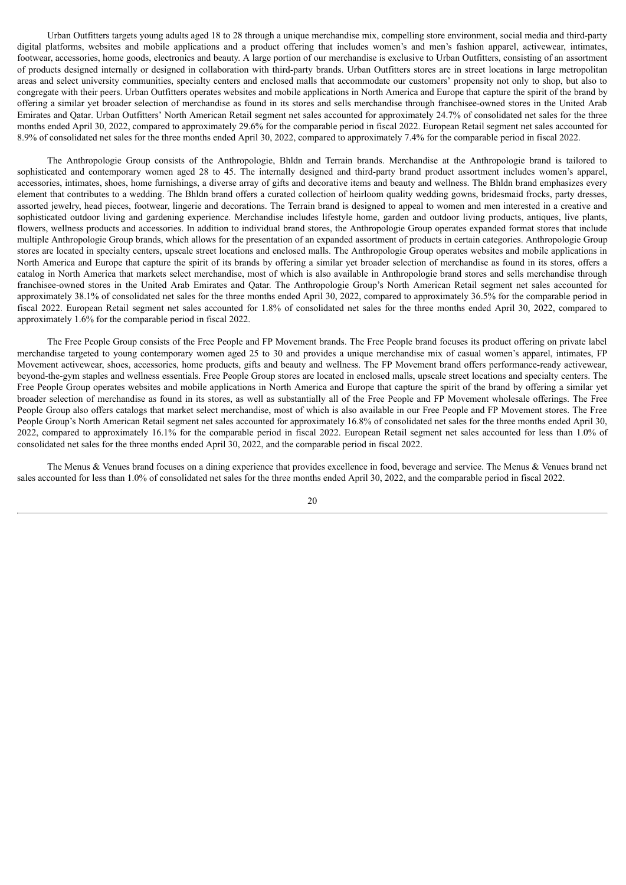Urban Outfitters targets young adults aged 18 to 28 through a unique merchandise mix, compelling store environment, social media and third-party digital platforms, websites and mobile applications and a product offering that includes women's and men's fashion apparel, activewear, intimates, footwear, accessories, home goods, electronics and beauty. A large portion of our merchandise is exclusive to Urban Outfitters, consisting of an assortment of products designed internally or designed in collaboration with third-party brands. Urban Outfitters stores are in street locations in large metropolitan areas and select university communities, specialty centers and enclosed malls that accommodate our customers' propensity not only to shop, but also to congregate with their peers. Urban Outfitters operates websites and mobile applications in North America and Europe that capture the spirit of the brand by offering a similar yet broader selection of merchandise as found in its stores and sells merchandise through franchisee-owned stores in the United Arab Emirates and Qatar. Urban Outfitters' North American Retail segment net sales accounted for approximately 24.7% of consolidated net sales for the three months ended April 30, 2022, compared to approximately 29.6% for the comparable period in fiscal 2022. European Retail segment net sales accounted for 8.9% of consolidated net sales for the three months ended April 30, 2022, compared to approximately 7.4% for the comparable period in fiscal 2022.

The Anthropologie Group consists of the Anthropologie, Bhldn and Terrain brands. Merchandise at the Anthropologie brand is tailored to sophisticated and contemporary women aged 28 to 45. The internally designed and third-party brand product assortment includes women's apparel, accessories, intimates, shoes, home furnishings, a diverse array of gifts and decorative items and beauty and wellness. The Bhldn brand emphasizes every element that contributes to a wedding. The Bhldn brand offers a curated collection of heirloom quality wedding gowns, bridesmaid frocks, party dresses, assorted jewelry, head pieces, footwear, lingerie and decorations. The Terrain brand is designed to appeal to women and men interested in a creative and sophisticated outdoor living and gardening experience. Merchandise includes lifestyle home, garden and outdoor living products, antiques, live plants, flowers, wellness products and accessories. In addition to individual brand stores, the Anthropologie Group operates expanded format stores that include multiple Anthropologie Group brands, which allows for the presentation of an expanded assortment of products in certain categories. Anthropologie Group stores are located in specialty centers, upscale street locations and enclosed malls. The Anthropologie Group operates websites and mobile applications in North America and Europe that capture the spirit of its brands by offering a similar yet broader selection of merchandise as found in its stores, offers a catalog in North America that markets select merchandise, most of which is also available in Anthropologie brand stores and sells merchandise through franchisee-owned stores in the United Arab Emirates and Qatar. The Anthropologie Group's North American Retail segment net sales accounted for approximately 38.1% of consolidated net sales for the three months ended April 30, 2022, compared to approximately 36.5% for the comparable period in fiscal 2022. European Retail segment net sales accounted for 1.8% of consolidated net sales for the three months ended April 30, 2022, compared to approximately 1.6% for the comparable period in fiscal 2022.

The Free People Group consists of the Free People and FP Movement brands. The Free People brand focuses its product offering on private label merchandise targeted to young contemporary women aged 25 to 30 and provides a unique merchandise mix of casual women's apparel, intimates, FP Movement activewear, shoes, accessories, home products, gifts and beauty and wellness. The FP Movement brand offers performance-ready activewear, beyond-the-gym staples and wellness essentials. Free People Group stores are located in enclosed malls, upscale street locations and specialty centers. The Free People Group operates websites and mobile applications in North America and Europe that capture the spirit of the brand by offering a similar yet broader selection of merchandise as found in its stores, as well as substantially all of the Free People and FP Movement wholesale offerings. The Free People Group also offers catalogs that market select merchandise, most of which is also available in our Free People and FP Movement stores. The Free People Group's North American Retail segment net sales accounted for approximately 16.8% of consolidated net sales for the three months ended April 30, 2022, compared to approximately 16.1% for the comparable period in fiscal 2022. European Retail segment net sales accounted for less than 1.0% of consolidated net sales for the three months ended April 30, 2022, and the comparable period in fiscal 2022.

The Menus & Venues brand focuses on a dining experience that provides excellence in food, beverage and service. The Menus & Venues brand net sales accounted for less than 1.0% of consolidated net sales for the three months ended April 30, 2022, and the comparable period in fiscal 2022.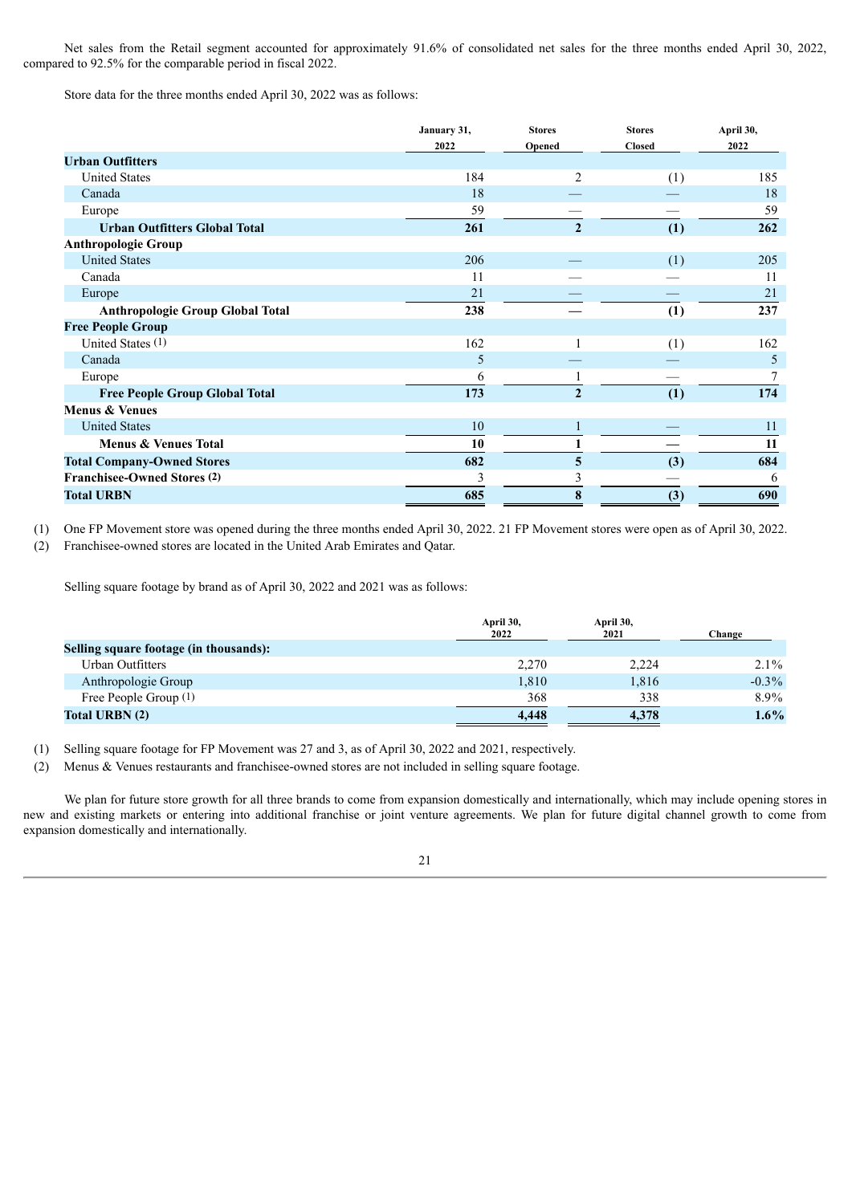Net sales from the Retail segment accounted for approximately 91.6% of consolidated net sales for the three months ended April 30, 2022, compared to 92.5% for the comparable period in fiscal 2022.

Store data for the three months ended April 30, 2022 was as follows:

| | January 31, 2022 | Stores Opened | Stores Closed | April 30, 2022 |
|---|---|---|---|---|
| **Urban Outfitters** | | | | |
| United States | 184 | 2 | (1) | 185 |
| Canada | 18 | — | — | 18 |
| Europe | 59 | — | — | 59 |
| **Urban Outfitters Global Total** | **261** | **2** | **(1)** | **262** |
| **Anthropologie Group** | | | | |
| United States | 206 | — | (1) | 205 |
| Canada | 11 | — | — | 11 |
| Europe | 21 | — | — | 21 |
| **Anthropologie Group Global Total** | **238** | **—** | **(1)** | **237** |
| **Free People Group** | | | | |
| United States (1) | 162 | 1 | (1) | 162 |
| Canada | 5 | — | — | 5 |
| Europe | 6 | 1 | — | 7 |
| **Free People Group Global Total** | **173** | **2** | **(1)** | **174** |
| **Menus & Venues** | | | | |
| United States | 10 | 1 | — | 11 |
| **Menus & Venues Total** | **10** | **1** | **—** | **11** |
| **Total Company-Owned Stores** | **682** | **5** | **(3)** | **684** |
| **Franchisee-Owned Stores (2)** | 3 | 3 | — | 6 |
| **Total URBN** | **685** | **8** | **(3)** | **690** |

(1) One FP Movement store was opened during the three months ended April 30, 2022. 21 FP Movement stores were open as of April 30, 2022.

(2) Franchisee-owned stores are located in the United Arab Emirates and Qatar.

Selling square footage by brand as of April 30, 2022 and 2021 was as follows:

| | April 30, 2022 | April 30, 2021 | Change |
|---|---|---|---|
| **Selling square footage (in thousands):** | | | |
| Urban Outfitters | 2,270 | 2,224 | 2.1% |
| Anthropologie Group | 1,810 | 1,816 | -0.3% |
| Free People Group (1) | 368 | 338 | 8.9% |
| **Total URBN (2)** | **4,448** | **4,378** | **1.6%** |

(1) Selling square footage for FP Movement was 27 and 3, as of April 30, 2022 and 2021, respectively.

(2) Menus & Venues restaurants and franchisee-owned stores are not included in selling square footage.

We plan for future store growth for all three brands to come from expansion domestically and internationally, which may include opening stores in new and existing markets or entering into additional franchise or joint venture agreements. We plan for future digital channel growth to come from expansion domestically and internationally.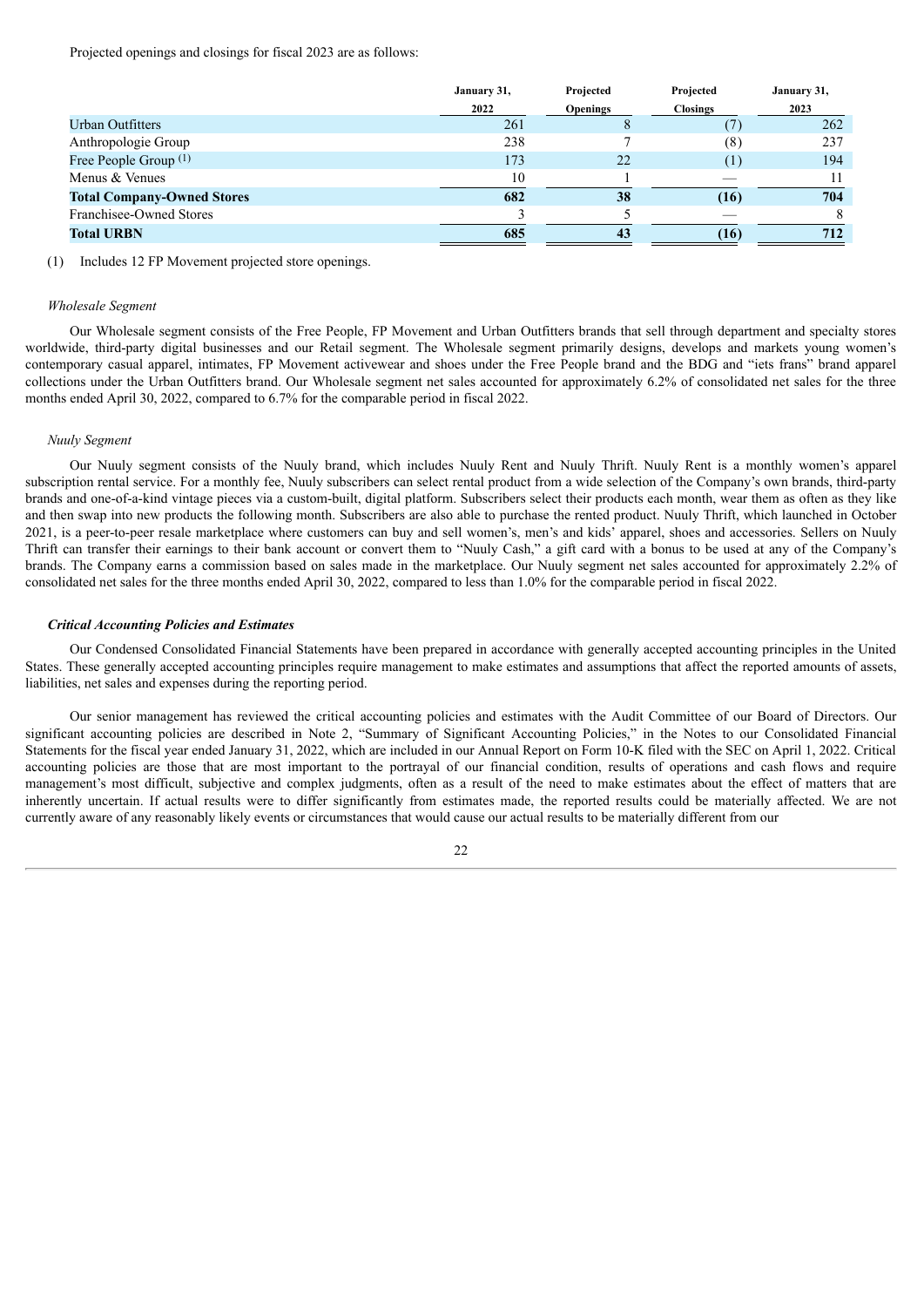Projected openings and closings for fiscal 2023 are as follows:

| | January 31, 2022 | Projected Openings | Projected Closings | January 31, 2023 |
|---|---|---|---|---|
| Urban Outfitters | 261 | 8 | (7) | 262 |
| Anthropologie Group | 238 | 7 | (8) | 237 |
| Free People Group [(1)] | 173 | 22 | (1) | 194 |
| Menus & Venues | 10 | 1 | — | 11 |
| **Total Company-Owned Stores** | **682** | **38** | **(16)** | **704** |
| Franchisee-Owned Stores | 3 | 5 | — | 8 |
| **Total URBN** | **685** | **43** | **(16)** | **712** |

(1) Includes 12 FP Movement projected store openings.

*Wholesale Segment*

Our Wholesale segment consists of the Free People, FP Movement and Urban Outfitters brands that sell through department and specialty stores worldwide, third-party digital businesses and our Retail segment. The Wholesale segment primarily designs, develops and markets young women's contemporary casual apparel, intimates, FP Movement activewear and shoes under the Free People brand and the BDG and "iets frans" brand apparel collections under the Urban Outfitters brand. Our Wholesale segment net sales accounted for approximately 6.2% of consolidated net sales for the three months ended April 30, 2022, compared to 6.7% for the comparable period in fiscal 2022.

*Nuuly Segment*

Our Nuuly segment consists of the Nuuly brand, which includes Nuuly Rent and Nuuly Thrift. Nuuly Rent is a monthly women's apparel subscription rental service. For a monthly fee, Nuuly subscribers can select rental product from a wide selection of the Company's own brands, third-party brands and one-of-a-kind vintage pieces via a custom-built, digital platform. Subscribers select their products each month, wear them as often as they like and then swap into new products the following month. Subscribers are also able to purchase the rented product. Nuuly Thrift, which launched in October 2021, is a peer-to-peer resale marketplace where customers can buy and sell women's, men's and kids' apparel, shoes and accessories. Sellers on Nuuly Thrift can transfer their earnings to their bank account or convert them to "Nuuly Cash," a gift card with a bonus to be used at any of the Company's brands. The Company earns a commission based on sales made in the marketplace. Our Nuuly segment net sales accounted for approximately 2.2% of consolidated net sales for the three months ended April 30, 2022, compared to less than 1.0% for the comparable period in fiscal 2022.

***Critical Accounting Policies and Estimates***

Our Condensed Consolidated Financial Statements have been prepared in accordance with generally accepted accounting principles in the United States. These generally accepted accounting principles require management to make estimates and assumptions that affect the reported amounts of assets, liabilities, net sales and expenses during the reporting period.

Our senior management has reviewed the critical accounting policies and estimates with the Audit Committee of our Board of Directors. Our significant accounting policies are described in Note 2, "Summary of Significant Accounting Policies," in the Notes to our Consolidated Financial Statements for the fiscal year ended January 31, 2022, which are included in our Annual Report on Form 10-K filed with the SEC on April 1, 2022. Critical accounting policies are those that are most important to the portrayal of our financial condition, results of operations and cash flows and require management's most difficult, subjective and complex judgments, often as a result of the need to make estimates about the effect of matters that are inherently uncertain. If actual results were to differ significantly from estimates made, the reported results could be materially affected. We are not currently aware of any reasonably likely events or circumstances that would cause our actual results to be materially different from our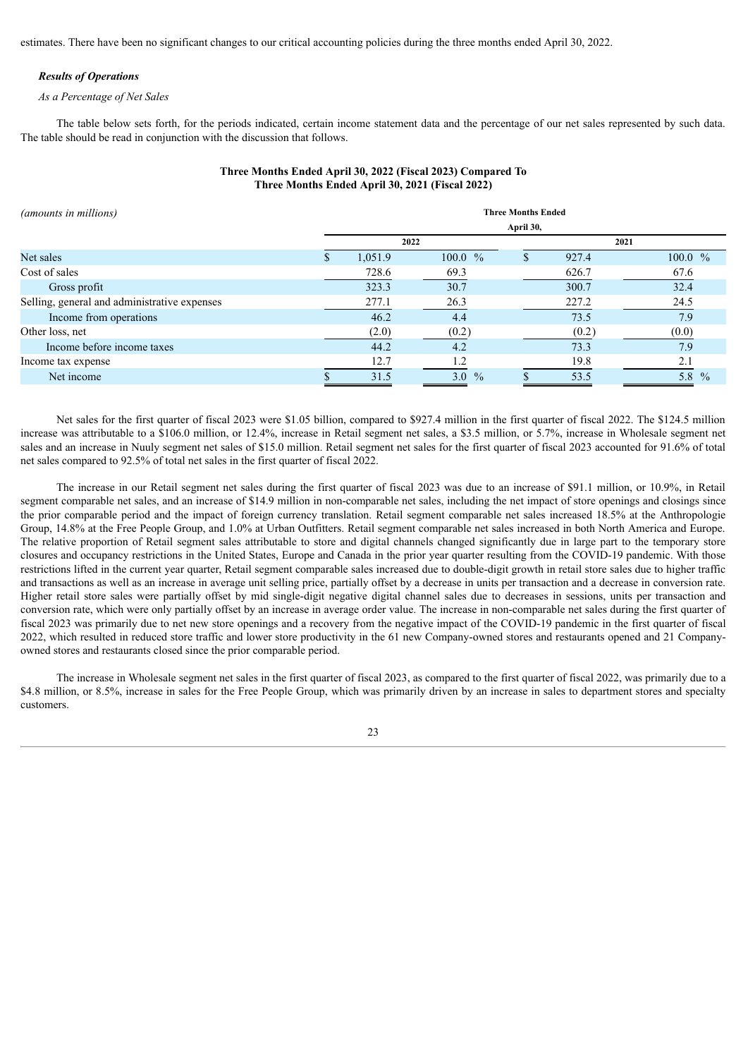estimates. There have been no significant changes to our critical accounting policies during the three months ended April 30, 2022.

***Results of Operations***

*As a Percentage of Net Sales*

The table below sets forth, for the periods indicated, certain income statement data and the percentage of our net sales represented by such data. The table should be read in conjunction with the discussion that follows.

**Three Months Ended April 30, 2022 (Fiscal 2023) Compared To Three Months Ended April 30, 2021 (Fiscal 2022)**

| *(amounts in millions)* | Three Months Ended April 30, | | | |
|---|---|---|---|---|
| | 2022 | | 2021 | |
| Net sales | $ 1,051.9 | 100.0 % | $ 927.4 | 100.0 % |
| Cost of sales | 728.6 | 69.3 | 626.7 | 67.6 |
| Gross profit | 323.3 | 30.7 | 300.7 | 32.4 |
| Selling, general and administrative expenses | 277.1 | 26.3 | 227.2 | 24.5 |
| Income from operations | 46.2 | 4.4 | 73.5 | 7.9 |
| Other loss, net | (2.0) | (0.2) | (0.2) | (0.0) |
| Income before income taxes | 44.2 | 4.2 | 73.3 | 7.9 |
| Income tax expense | 12.7 | 1.2 | 19.8 | 2.1 |
| Net income | $ 31.5 | 3.0 % | $ 53.5 | 5.8 % |

Net sales for the first quarter of fiscal 2023 were $1.05 billion, compared to $927.4 million in the first quarter of fiscal 2022. The $124.5 million increase was attributable to a $106.0 million, or 12.4%, increase in Retail segment net sales, a $3.5 million, or 5.7%, increase in Wholesale segment net sales and an increase in Nuuly segment net sales of $15.0 million. Retail segment net sales for the first quarter of fiscal 2023 accounted for 91.6% of total net sales compared to 92.5% of total net sales in the first quarter of fiscal 2022.

The increase in our Retail segment net sales during the first quarter of fiscal 2023 was due to an increase of $91.1 million, or 10.9%, in Retail segment comparable net sales, and an increase of $14.9 million in non-comparable net sales, including the net impact of store openings and closings since the prior comparable period and the impact of foreign currency translation. Retail segment comparable net sales increased 18.5% at the Anthropologie Group, 14.8% at the Free People Group, and 1.0% at Urban Outfitters. Retail segment comparable net sales increased in both North America and Europe. The relative proportion of Retail segment sales attributable to store and digital channels changed significantly due in large part to the temporary store closures and occupancy restrictions in the United States, Europe and Canada in the prior year quarter resulting from the COVID-19 pandemic. With those restrictions lifted in the current year quarter, Retail segment comparable sales increased due to double-digit growth in retail store sales due to higher traffic and transactions as well as an increase in average unit selling price, partially offset by a decrease in units per transaction and a decrease in conversion rate. Higher retail store sales were partially offset by mid single-digit negative digital channel sales due to decreases in sessions, units per transaction and conversion rate, which were only partially offset by an increase in average order value. The increase in non-comparable net sales during the first quarter of fiscal 2023 was primarily due to net new store openings and a recovery from the negative impact of the COVID-19 pandemic in the first quarter of fiscal 2022, which resulted in reduced store traffic and lower store productivity in the 61 new Company-owned stores and restaurants opened and 21 Company-owned stores and restaurants closed since the prior comparable period.

The increase in Wholesale segment net sales in the first quarter of fiscal 2023, as compared to the first quarter of fiscal 2022, was primarily due to a $4.8 million, or 8.5%, increase in sales for the Free People Group, which was primarily driven by an increase in sales to department stores and specialty customers.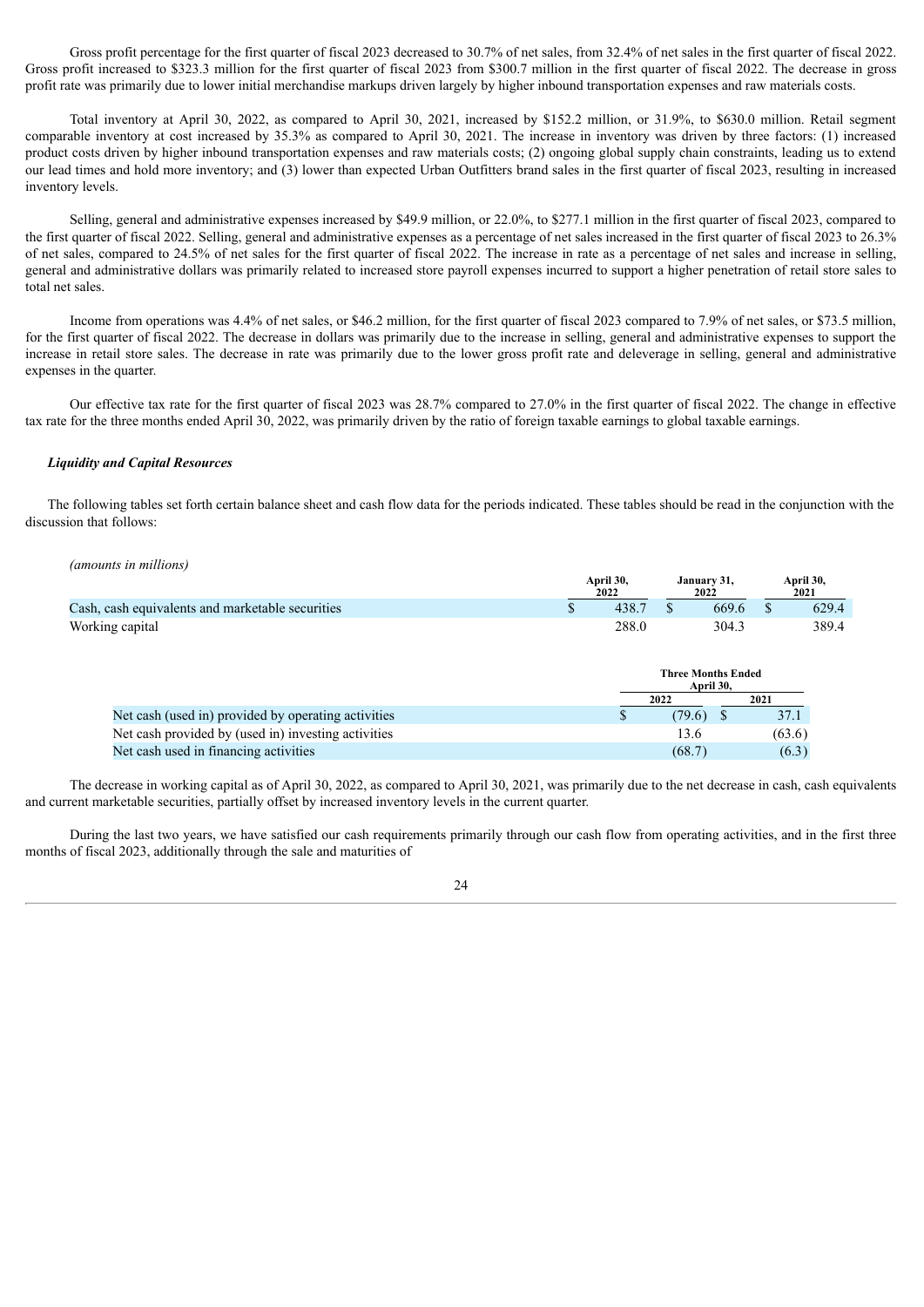Gross profit percentage for the first quarter of fiscal 2023 decreased to 30.7% of net sales, from 32.4% of net sales in the first quarter of fiscal 2022. Gross profit increased to $323.3 million for the first quarter of fiscal 2023 from $300.7 million in the first quarter of fiscal 2022. The decrease in gross profit rate was primarily due to lower initial merchandise markups driven largely by higher inbound transportation expenses and raw materials costs.

Total inventory at April 30, 2022, as compared to April 30, 2021, increased by $152.2 million, or 31.9%, to $630.0 million. Retail segment comparable inventory at cost increased by 35.3% as compared to April 30, 2021. The increase in inventory was driven by three factors: (1) increased product costs driven by higher inbound transportation expenses and raw materials costs; (2) ongoing global supply chain constraints, leading us to extend our lead times and hold more inventory; and (3) lower than expected Urban Outfitters brand sales in the first quarter of fiscal 2023, resulting in increased inventory levels.

Selling, general and administrative expenses increased by $49.9 million, or 22.0%, to $277.1 million in the first quarter of fiscal 2023, compared to the first quarter of fiscal 2022. Selling, general and administrative expenses as a percentage of net sales increased in the first quarter of fiscal 2023 to 26.3% of net sales, compared to 24.5% of net sales for the first quarter of fiscal 2022. The increase in rate as a percentage of net sales and increase in selling, general and administrative dollars was primarily related to increased store payroll expenses incurred to support a higher penetration of retail store sales to total net sales.

Income from operations was 4.4% of net sales, or $46.2 million, for the first quarter of fiscal 2023 compared to 7.9% of net sales, or $73.5 million, for the first quarter of fiscal 2022. The decrease in dollars was primarily due to the increase in selling, general and administrative expenses to support the increase in retail store sales. The decrease in rate was primarily due to the lower gross profit rate and deleverage in selling, general and administrative expenses in the quarter.

Our effective tax rate for the first quarter of fiscal 2023 was 28.7% compared to 27.0% in the first quarter of fiscal 2022. The change in effective tax rate for the three months ended April 30, 2022, was primarily driven by the ratio of foreign taxable earnings to global taxable earnings.

***Liquidity and Capital Resources***

The following tables set forth certain balance sheet and cash flow data for the periods indicated. These tables should be read in the conjunction with the discussion that follows:

*(amounts in millions)*

| | April 30, 2022 | January 31, 2022 | April 30, 2021 |
|---|---|---|---|
| Cash, cash equivalents and marketable securities | $ 438.7 | $ 669.6 | $ 629.4 |
| Working capital | 288.0 | 304.3 | 389.4 |

| | Three Months Ended April 30, | |
|---|---|---|
| | 2022 | 2021 |
| Net cash (used in) provided by operating activities | $ (79.6) | $ 37.1 |
| Net cash provided by (used in) investing activities | 13.6 | (63.6) |
| Net cash used in financing activities | (68.7) | (6.3) |

The decrease in working capital as of April 30, 2022, as compared to April 30, 2021, was primarily due to the net decrease in cash, cash equivalents and current marketable securities, partially offset by increased inventory levels in the current quarter.

During the last two years, we have satisfied our cash requirements primarily through our cash flow from operating activities, and in the first three months of fiscal 2023, additionally through the sale and maturities of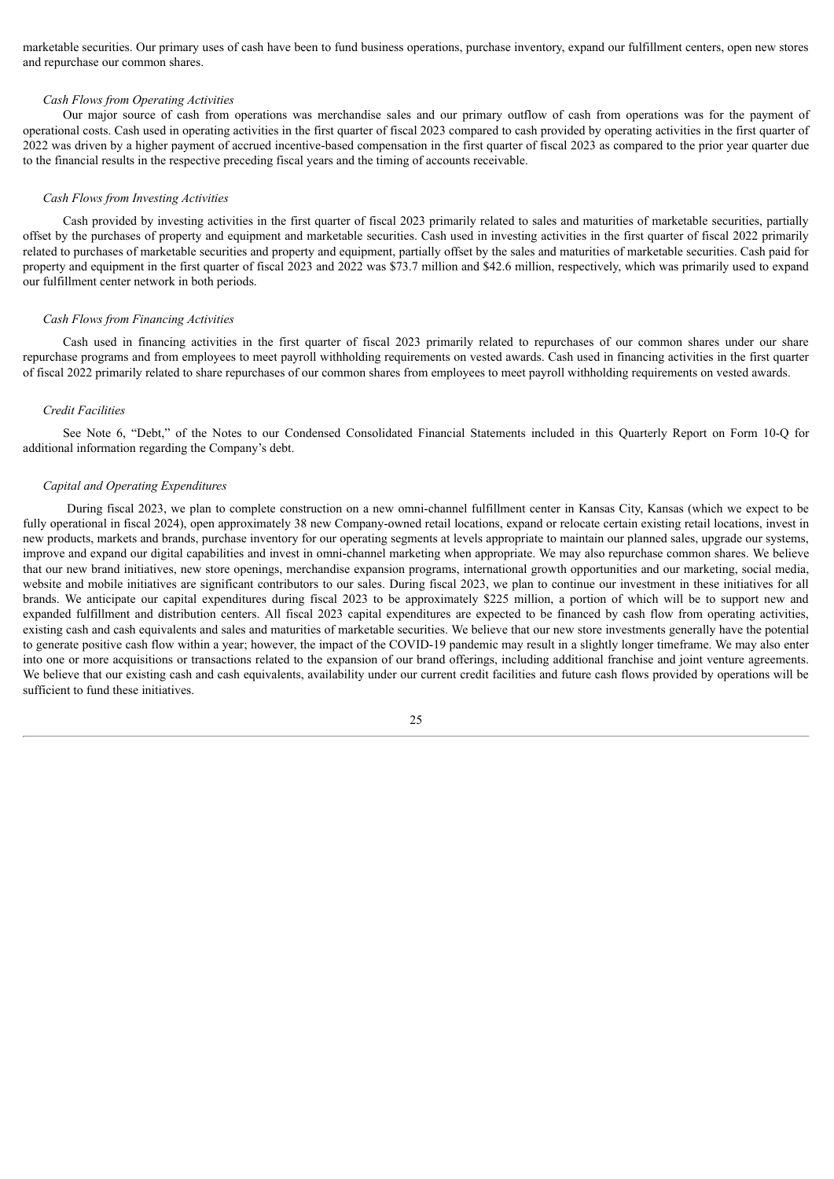marketable securities. Our primary uses of cash have been to fund business operations, purchase inventory, expand our fulfillment centers, open new stores and repurchase our common shares.

*Cash Flows from Operating Activities*

Our major source of cash from operations was merchandise sales and our primary outflow of cash from operations was for the payment of operational costs. Cash used in operating activities in the first quarter of fiscal 2023 compared to cash provided by operating activities in the first quarter of 2022 was driven by a higher payment of accrued incentive-based compensation in the first quarter of fiscal 2023 as compared to the prior year quarter due to the financial results in the respective preceding fiscal years and the timing of accounts receivable.

*Cash Flows from Investing Activities*

Cash provided by investing activities in the first quarter of fiscal 2023 primarily related to sales and maturities of marketable securities, partially offset by the purchases of property and equipment and marketable securities. Cash used in investing activities in the first quarter of fiscal 2022 primarily related to purchases of marketable securities and property and equipment, partially offset by the sales and maturities of marketable securities. Cash paid for property and equipment in the first quarter of fiscal 2023 and 2022 was $73.7 million and $42.6 million, respectively, which was primarily used to expand our fulfillment center network in both periods.

*Cash Flows from Financing Activities*

Cash used in financing activities in the first quarter of fiscal 2023 primarily related to repurchases of our common shares under our share repurchase programs and from employees to meet payroll withholding requirements on vested awards. Cash used in financing activities in the first quarter of fiscal 2022 primarily related to share repurchases of our common shares from employees to meet payroll withholding requirements on vested awards.

*Credit Facilities*

See Note 6, "Debt," of the Notes to our Condensed Consolidated Financial Statements included in this Quarterly Report on Form 10-Q for additional information regarding the Company's debt.

*Capital and Operating Expenditures*

During fiscal 2023, we plan to complete construction on a new omni-channel fulfillment center in Kansas City, Kansas (which we expect to be fully operational in fiscal 2024), open approximately 38 new Company-owned retail locations, expand or relocate certain existing retail locations, invest in new products, markets and brands, purchase inventory for our operating segments at levels appropriate to maintain our planned sales, upgrade our systems, improve and expand our digital capabilities and invest in omni-channel marketing when appropriate. We may also repurchase common shares. We believe that our new brand initiatives, new store openings, merchandise expansion programs, international growth opportunities and our marketing, social media, website and mobile initiatives are significant contributors to our sales. During fiscal 2023, we plan to continue our investment in these initiatives for all brands. We anticipate our capital expenditures during fiscal 2023 to be approximately $225 million, a portion of which will be to support new and expanded fulfillment and distribution centers. All fiscal 2023 capital expenditures are expected to be financed by cash flow from operating activities, existing cash and cash equivalents and sales and maturities of marketable securities. We believe that our new store investments generally have the potential to generate positive cash flow within a year; however, the impact of the COVID-19 pandemic may result in a slightly longer timeframe. We may also enter into one or more acquisitions or transactions related to the expansion of our brand offerings, including additional franchise and joint venture agreements. We believe that our existing cash and cash equivalents, availability under our current credit facilities and future cash flows provided by operations will be sufficient to fund these initiatives.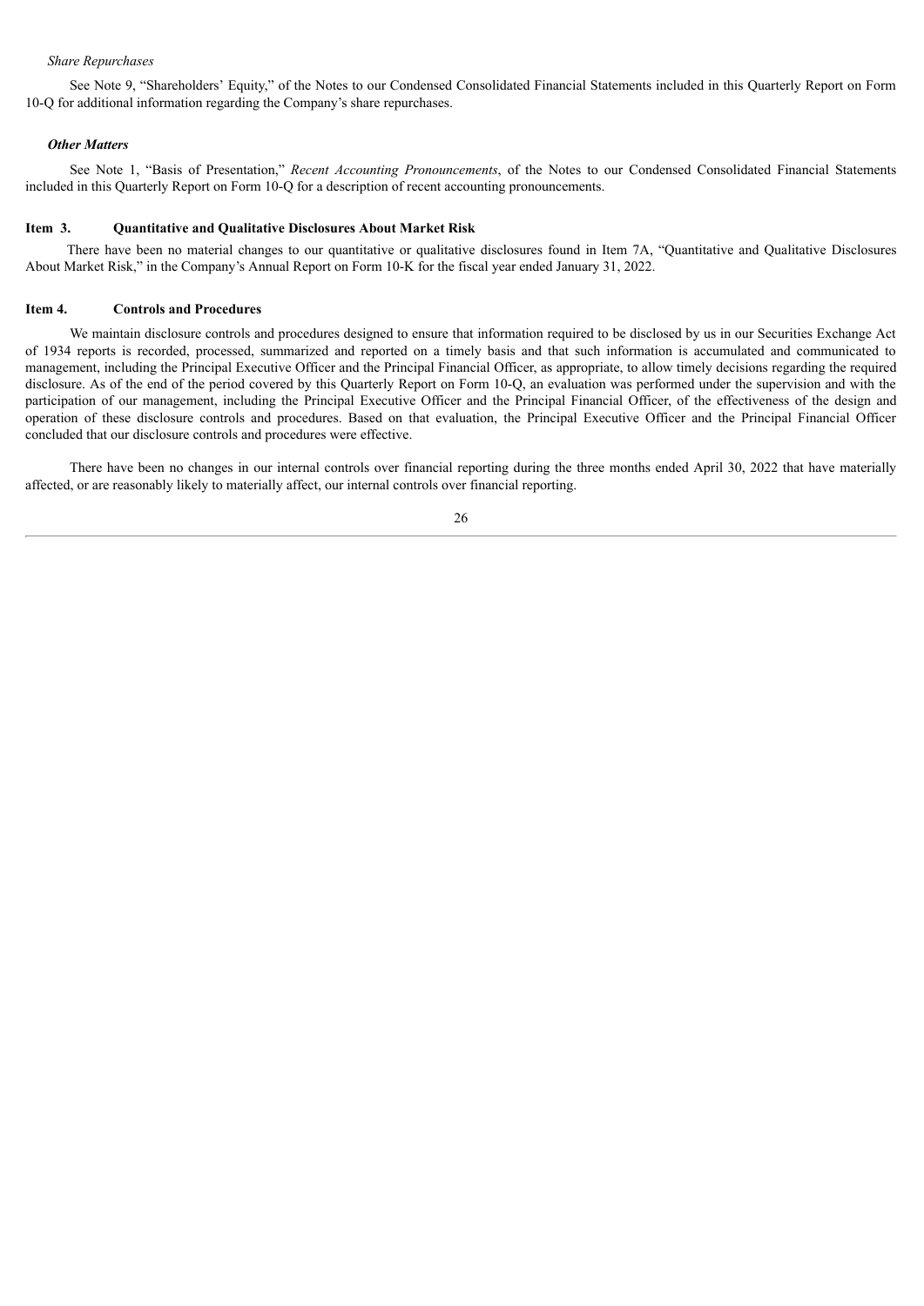*Share Repurchases*

See Note 9, "Shareholders' Equity," of the Notes to our Condensed Consolidated Financial Statements included in this Quarterly Report on Form 10-Q for additional information regarding the Company's share repurchases.

***Other Matters***

See Note 1, "Basis of Presentation," *Recent Accounting Pronouncements*, of the Notes to our Condensed Consolidated Financial Statements included in this Quarterly Report on Form 10-Q for a description of recent accounting pronouncements.

**Item 3. Quantitative and Qualitative Disclosures About Market Risk**

There have been no material changes to our quantitative or qualitative disclosures found in Item 7A, "Quantitative and Qualitative Disclosures About Market Risk," in the Company's Annual Report on Form 10-K for the fiscal year ended January 31, 2022.

**Item 4. Controls and Procedures**

We maintain disclosure controls and procedures designed to ensure that information required to be disclosed by us in our Securities Exchange Act of 1934 reports is recorded, processed, summarized and reported on a timely basis and that such information is accumulated and communicated to management, including the Principal Executive Officer and the Principal Financial Officer, as appropriate, to allow timely decisions regarding the required disclosure. As of the end of the period covered by this Quarterly Report on Form 10-Q, an evaluation was performed under the supervision and with the participation of our management, including the Principal Executive Officer and the Principal Financial Officer, of the effectiveness of the design and operation of these disclosure controls and procedures. Based on that evaluation, the Principal Executive Officer and the Principal Financial Officer concluded that our disclosure controls and procedures were effective.

There have been no changes in our internal controls over financial reporting during the three months ended April 30, 2022 that have materially affected, or are reasonably likely to materially affect, our internal controls over financial reporting.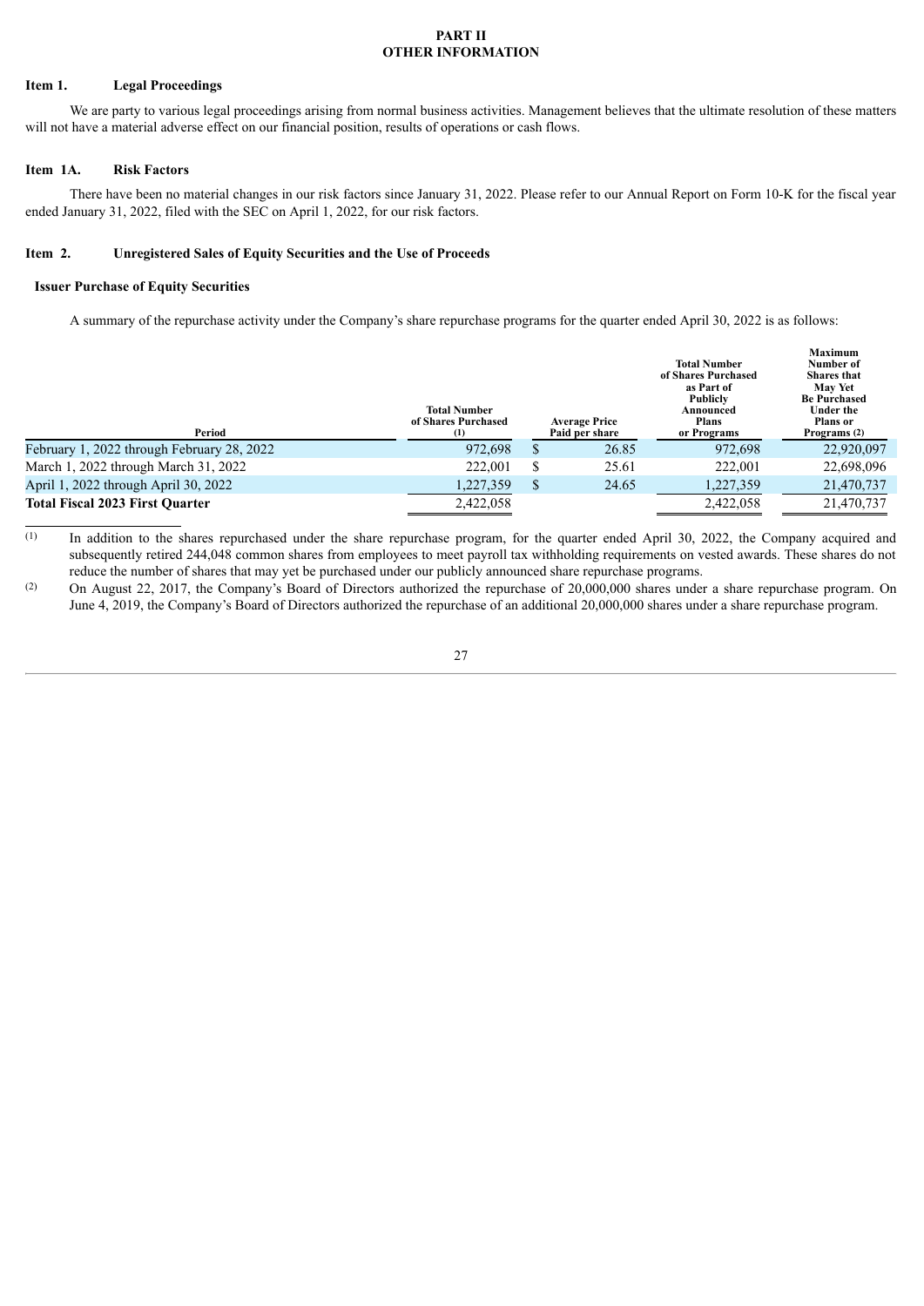# PART II
# OTHER INFORMATION

## Item 1. Legal Proceedings

We are party to various legal proceedings arising from normal business activities. Management believes that the ultimate resolution of these matters will not have a material adverse effect on our financial position, results of operations or cash flows.

## Item 1A. Risk Factors

There have been no material changes in our risk factors since January 31, 2022. Please refer to our Annual Report on Form 10-K for the fiscal year ended January 31, 2022, filed with the SEC on April 1, 2022, for our risk factors.

## Item 2. Unregistered Sales of Equity Securities and the Use of Proceeds

### Issuer Purchase of Equity Securities

A summary of the repurchase activity under the Company's share repurchase programs for the quarter ended April 30, 2022 is as follows:

| Period | Total Number of Shares Purchased (1) | Average Price Paid per share | Total Number of Shares Purchased as Part of Publicly Announced Plans or Programs | Maximum Number of Shares that May Yet Be Purchased Under the Plans or Programs (2) |
|---|---|---|---|---|
| February 1, 2022 through February 28, 2022 | 972,698 | $ 26.85 | 972,698 | 22,920,097 |
| March 1, 2022 through March 31, 2022 | 222,001 | $ 25.61 | 222,001 | 22,698,096 |
| April 1, 2022 through April 30, 2022 | 1,227,359 | $ 24.65 | 1,227,359 | 21,470,737 |
| **Total Fiscal 2023 First Quarter** | 2,422,058 | | 2,422,058 | 21,470,737 |

(1) In addition to the shares repurchased under the share repurchase program, for the quarter ended April 30, 2022, the Company acquired and subsequently retired 244,048 common shares from employees to meet payroll tax withholding requirements on vested awards. These shares do not reduce the number of shares that may yet be purchased under our publicly announced share repurchase programs.

(2) On August 22, 2017, the Company's Board of Directors authorized the repurchase of 20,000,000 shares under a share repurchase program. On June 4, 2019, the Company's Board of Directors authorized the repurchase of an additional 20,000,000 shares under a share repurchase program.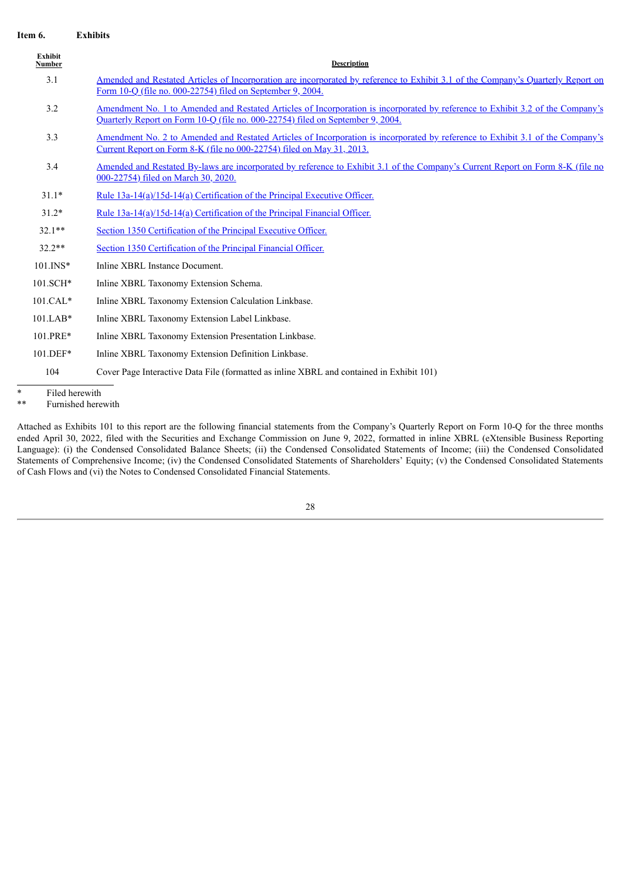**Item 6. Exhibits**

| Exhibit Number | Description |
|---|---|
| 3.1 | Amended and Restated Articles of Incorporation are incorporated by reference to Exhibit 3.1 of the Company's Quarterly Report on Form 10-Q (file no. 000-22754) filed on September 9, 2004. |
| 3.2 | Amendment No. 1 to Amended and Restated Articles of Incorporation is incorporated by reference to Exhibit 3.2 of the Company's Quarterly Report on Form 10-Q (file no. 000-22754) filed on September 9, 2004. |
| 3.3 | Amendment No. 2 to Amended and Restated Articles of Incorporation is incorporated by reference to Exhibit 3.1 of the Company's Current Report on Form 8-K (file no 000-22754) filed on May 31, 2013. |
| 3.4 | Amended and Restated By-laws are incorporated by reference to Exhibit 3.1 of the Company's Current Report on Form 8-K (file no 000-22754) filed on March 30, 2020. |
| 31.1* | Rule 13a-14(a)/15d-14(a) Certification of the Principal Executive Officer. |
| 31.2* | Rule 13a-14(a)/15d-14(a) Certification of the Principal Financial Officer. |
| 32.1** | Section 1350 Certification of the Principal Executive Officer. |
| 32.2** | Section 1350 Certification of the Principal Financial Officer. |
| 101.INS* | Inline XBRL Instance Document. |
| 101.SCH* | Inline XBRL Taxonomy Extension Schema. |
| 101.CAL* | Inline XBRL Taxonomy Extension Calculation Linkbase. |
| 101.LAB* | Inline XBRL Taxonomy Extension Label Linkbase. |
| 101.PRE* | Inline XBRL Taxonomy Extension Presentation Linkbase. |
| 101.DEF* | Inline XBRL Taxonomy Extension Definition Linkbase. |
| 104 | Cover Page Interactive Data File (formatted as inline XBRL and contained in Exhibit 101) |

\* Filed herewith

\*\* Furnished herewith

Attached as Exhibits 101 to this report are the following financial statements from the Company's Quarterly Report on Form 10-Q for the three months ended April 30, 2022, filed with the Securities and Exchange Commission on June 9, 2022, formatted in inline XBRL (eXtensible Business Reporting Language): (i) the Condensed Consolidated Balance Sheets; (ii) the Condensed Consolidated Statements of Income; (iii) the Condensed Consolidated Statements of Comprehensive Income; (iv) the Condensed Consolidated Statements of Shareholders' Equity; (v) the Condensed Consolidated Statements of Cash Flows and (vi) the Notes to Condensed Consolidated Financial Statements.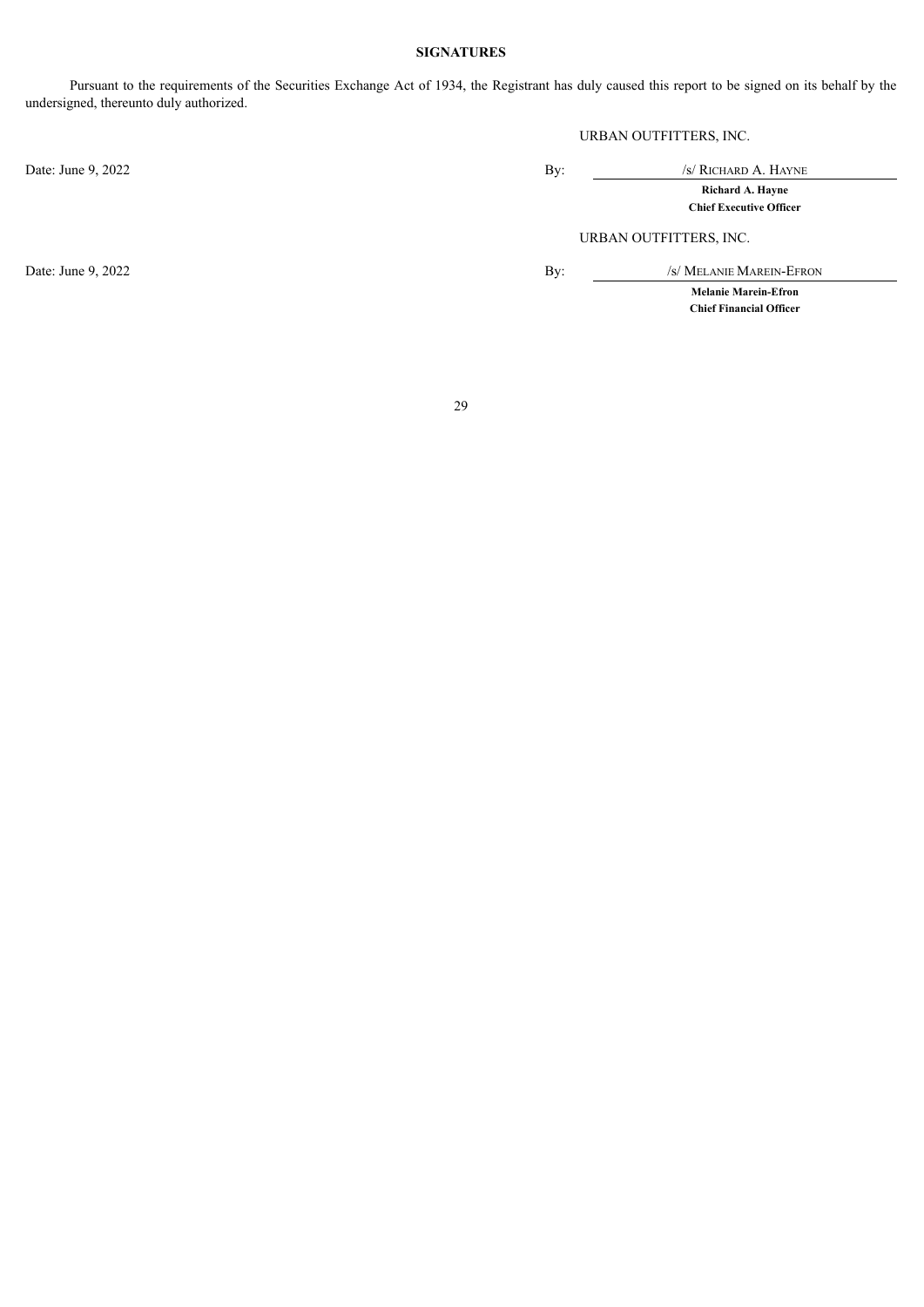## SIGNATURES

Pursuant to the requirements of the Securities Exchange Act of 1934, the Registrant has duly caused this report to be signed on its behalf by the undersigned, thereunto duly authorized.

| | | |
|---|---|---|
| | | URBAN OUTFITTERS, INC. |
| Date: June 9, 2022 | By: | /s/ RICHARD A. HAYNE |
| | | **Richard A. Hayne** |
| | | **Chief Executive Officer** |
| | | URBAN OUTFITTERS, INC. |
| Date: June 9, 2022 | By: | /s/ MELANIE MAREIN-EFRON |
| | | **Melanie Marein-Efron** |
| | | **Chief Financial Officer** |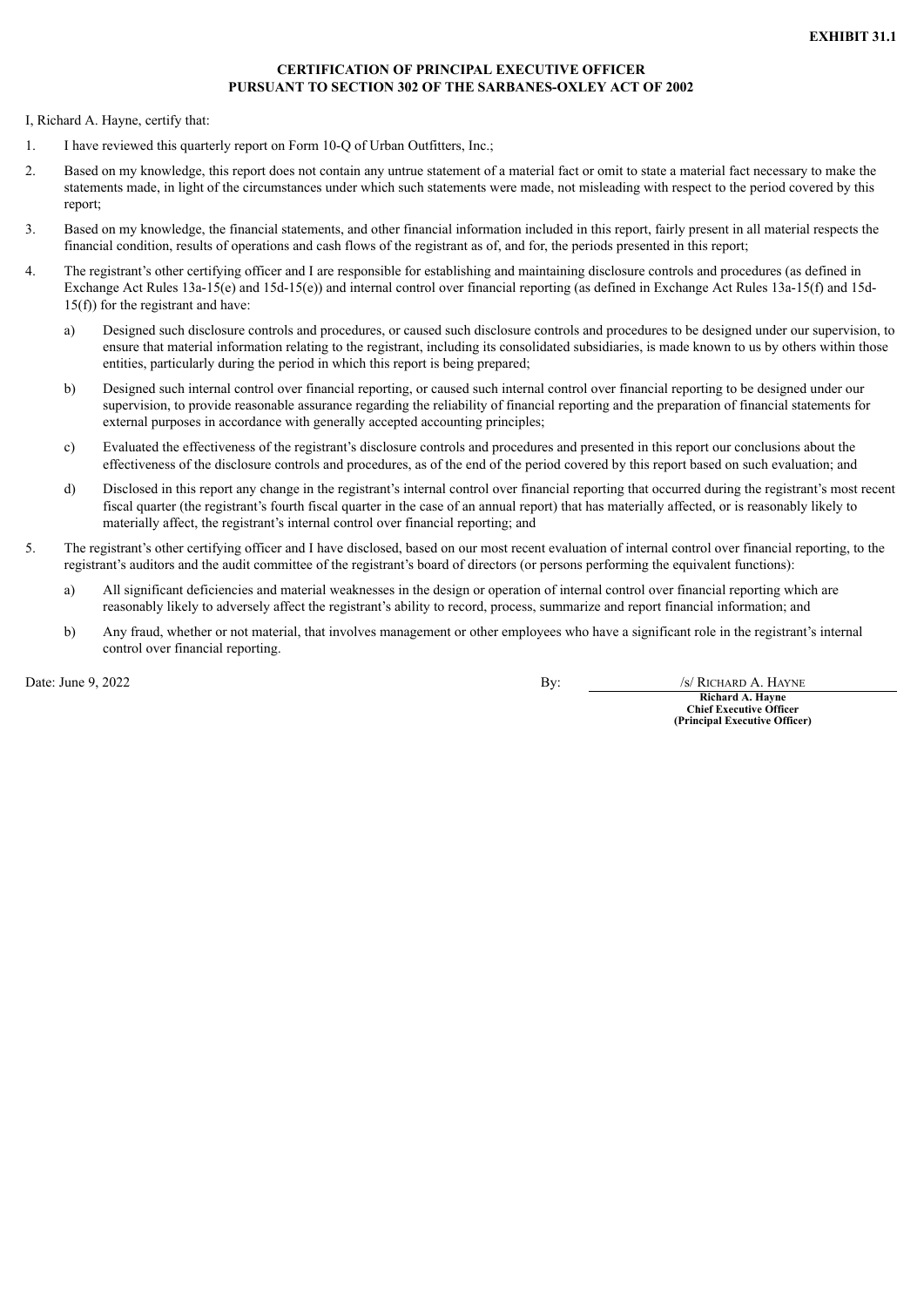**EXHIBIT 31.1**

**CERTIFICATION OF PRINCIPAL EXECUTIVE OFFICER**
**PURSUANT TO SECTION 302 OF THE SARBANES-OXLEY ACT OF 2002**

I, Richard A. Hayne, certify that:

1. I have reviewed this quarterly report on Form 10-Q of Urban Outfitters, Inc.;
2. Based on my knowledge, this report does not contain any untrue statement of a material fact or omit to state a material fact necessary to make the statements made, in light of the circumstances under which such statements were made, not misleading with respect to the period covered by this report;
3. Based on my knowledge, the financial statements, and other financial information included in this report, fairly present in all material respects the financial condition, results of operations and cash flows of the registrant as of, and for, the periods presented in this report;
4. The registrant's other certifying officer and I are responsible for establishing and maintaining disclosure controls and procedures (as defined in Exchange Act Rules 13a-15(e) and 15d-15(e)) and internal control over financial reporting (as defined in Exchange Act Rules 13a-15(f) and 15d-15(f)) for the registrant and have:
   a) Designed such disclosure controls and procedures, or caused such disclosure controls and procedures to be designed under our supervision, to ensure that material information relating to the registrant, including its consolidated subsidiaries, is made known to us by others within those entities, particularly during the period in which this report is being prepared;
   b) Designed such internal control over financial reporting, or caused such internal control over financial reporting to be designed under our supervision, to provide reasonable assurance regarding the reliability of financial reporting and the preparation of financial statements for external purposes in accordance with generally accepted accounting principles;
   c) Evaluated the effectiveness of the registrant's disclosure controls and procedures and presented in this report our conclusions about the effectiveness of the disclosure controls and procedures, as of the end of the period covered by this report based on such evaluation; and
   d) Disclosed in this report any change in the registrant's internal control over financial reporting that occurred during the registrant's most recent fiscal quarter (the registrant's fourth fiscal quarter in the case of an annual report) that has materially affected, or is reasonably likely to materially affect, the registrant's internal control over financial reporting; and
5. The registrant's other certifying officer and I have disclosed, based on our most recent evaluation of internal control over financial reporting, to the registrant's auditors and the audit committee of the registrant's board of directors (or persons performing the equivalent functions):
   a) All significant deficiencies and material weaknesses in the design or operation of internal control over financial reporting which are reasonably likely to adversely affect the registrant's ability to record, process, summarize and report financial information; and
   b) Any fraud, whether or not material, that involves management or other employees who have a significant role in the registrant's internal control over financial reporting.

Date: June 9, 2022

By: /s/ RICHARD A. HAYNE

**Richard A. Hayne**
**Chief Executive Officer**
**(Principal Executive Officer)**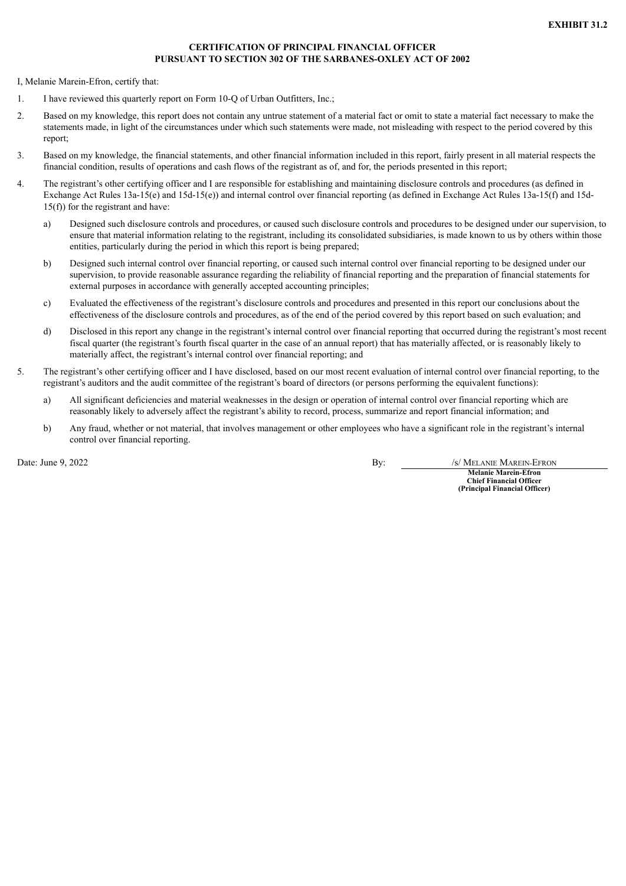**EXHIBIT 31.2**

**CERTIFICATION OF PRINCIPAL FINANCIAL OFFICER**
**PURSUANT TO SECTION 302 OF THE SARBANES-OXLEY ACT OF 2002**

I, Melanie Marein-Efron, certify that:

1. I have reviewed this quarterly report on Form 10-Q of Urban Outfitters, Inc.;

2. Based on my knowledge, this report does not contain any untrue statement of a material fact or omit to state a material fact necessary to make the statements made, in light of the circumstances under which such statements were made, not misleading with respect to the period covered by this report;

3. Based on my knowledge, the financial statements, and other financial information included in this report, fairly present in all material respects the financial condition, results of operations and cash flows of the registrant as of, and for, the periods presented in this report;

4. The registrant's other certifying officer and I are responsible for establishing and maintaining disclosure controls and procedures (as defined in Exchange Act Rules 13a-15(e) and 15d-15(e)) and internal control over financial reporting (as defined in Exchange Act Rules 13a-15(f) and 15d-15(f)) for the registrant and have:

   a) Designed such disclosure controls and procedures, or caused such disclosure controls and procedures to be designed under our supervision, to ensure that material information relating to the registrant, including its consolidated subsidiaries, is made known to us by others within those entities, particularly during the period in which this report is being prepared;

   b) Designed such internal control over financial reporting, or caused such internal control over financial reporting to be designed under our supervision, to provide reasonable assurance regarding the reliability of financial reporting and the preparation of financial statements for external purposes in accordance with generally accepted accounting principles;

   c) Evaluated the effectiveness of the registrant's disclosure controls and procedures and presented in this report our conclusions about the effectiveness of the disclosure controls and procedures, as of the end of the period covered by this report based on such evaluation; and

   d) Disclosed in this report any change in the registrant's internal control over financial reporting that occurred during the registrant's most recent fiscal quarter (the registrant's fourth fiscal quarter in the case of an annual report) that has materially affected, or is reasonably likely to materially affect, the registrant's internal control over financial reporting; and

5. The registrant's other certifying officer and I have disclosed, based on our most recent evaluation of internal control over financial reporting, to the registrant's auditors and the audit committee of the registrant's board of directors (or persons performing the equivalent functions):

   a) All significant deficiencies and material weaknesses in the design or operation of internal control over financial reporting which are reasonably likely to adversely affect the registrant's ability to record, process, summarize and report financial information; and

   b) Any fraud, whether or not material, that involves management or other employees who have a significant role in the registrant's internal control over financial reporting.

Date: June 9, 2022

By: /s/ MELANIE MAREIN-EFRON

**Melanie Marein-Efron**
**Chief Financial Officer**
**(Principal Financial Officer)**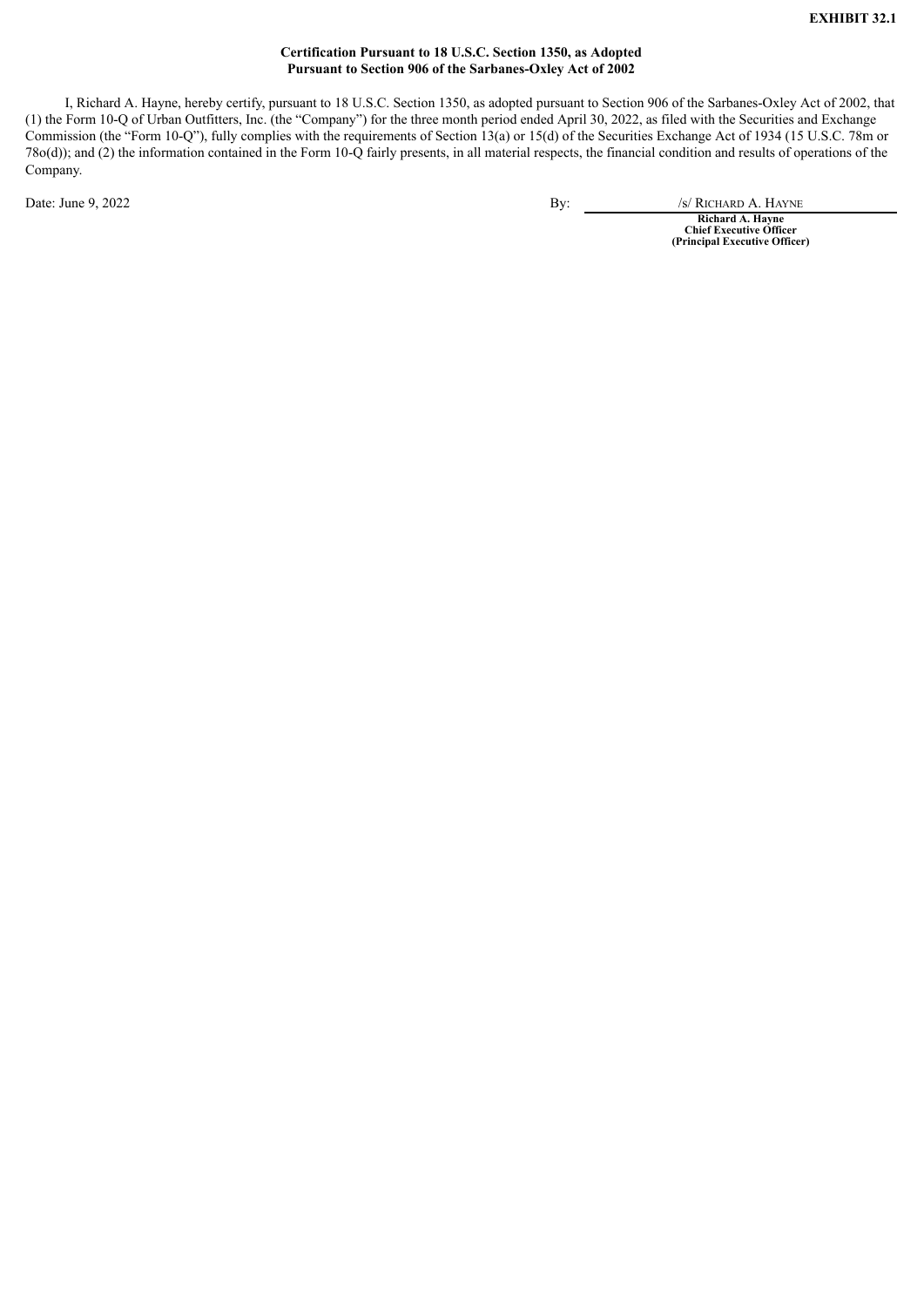**EXHIBIT 32.1**

**Certification Pursuant to 18 U.S.C. Section 1350, as Adopted Pursuant to Section 906 of the Sarbanes-Oxley Act of 2002**

I, Richard A. Hayne, hereby certify, pursuant to 18 U.S.C. Section 1350, as adopted pursuant to Section 906 of the Sarbanes-Oxley Act of 2002, that (1) the Form 10-Q of Urban Outfitters, Inc. (the "Company") for the three month period ended April 30, 2022, as filed with the Securities and Exchange Commission (the "Form 10-Q"), fully complies with the requirements of Section 13(a) or 15(d) of the Securities Exchange Act of 1934 (15 U.S.C. 78m or 78o(d)); and (2) the information contained in the Form 10-Q fairly presents, in all material respects, the financial condition and results of operations of the Company.

Date: June 9, 2022

By: /s/ RICHARD A. HAYNE

**Richard A. Hayne**
**Chief Executive Officer**
**(Principal Executive Officer)**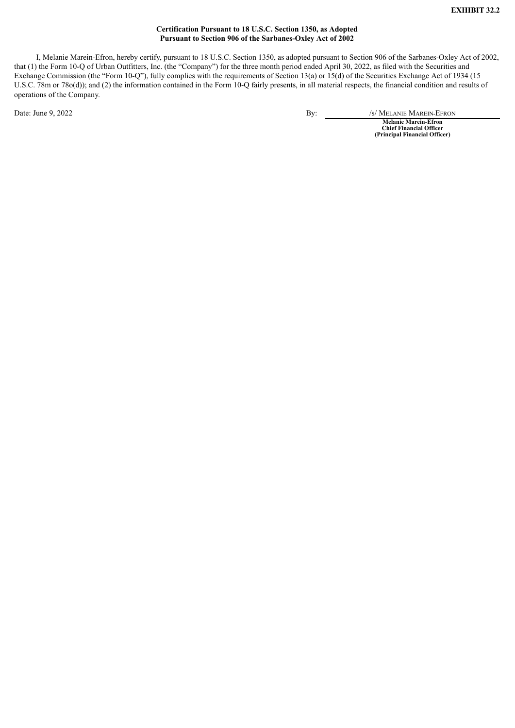**EXHIBIT 32.2**

**Certification Pursuant to 18 U.S.C. Section 1350, as Adopted Pursuant to Section 906 of the Sarbanes-Oxley Act of 2002**

I, Melanie Marein-Efron, hereby certify, pursuant to 18 U.S.C. Section 1350, as adopted pursuant to Section 906 of the Sarbanes-Oxley Act of 2002, that (1) the Form 10-Q of Urban Outfitters, Inc. (the "Company") for the three month period ended April 30, 2022, as filed with the Securities and Exchange Commission (the "Form 10-Q"), fully complies with the requirements of Section 13(a) or 15(d) of the Securities Exchange Act of 1934 (15 U.S.C. 78m or 78o(d)); and (2) the information contained in the Form 10-Q fairly presents, in all material respects, the financial condition and results of operations of the Company.

Date: June 9, 2022

By: /s/ MELANIE MAREIN-EFRON

**Melanie Marein-Efron**
**Chief Financial Officer**
**(Principal Financial Officer)**